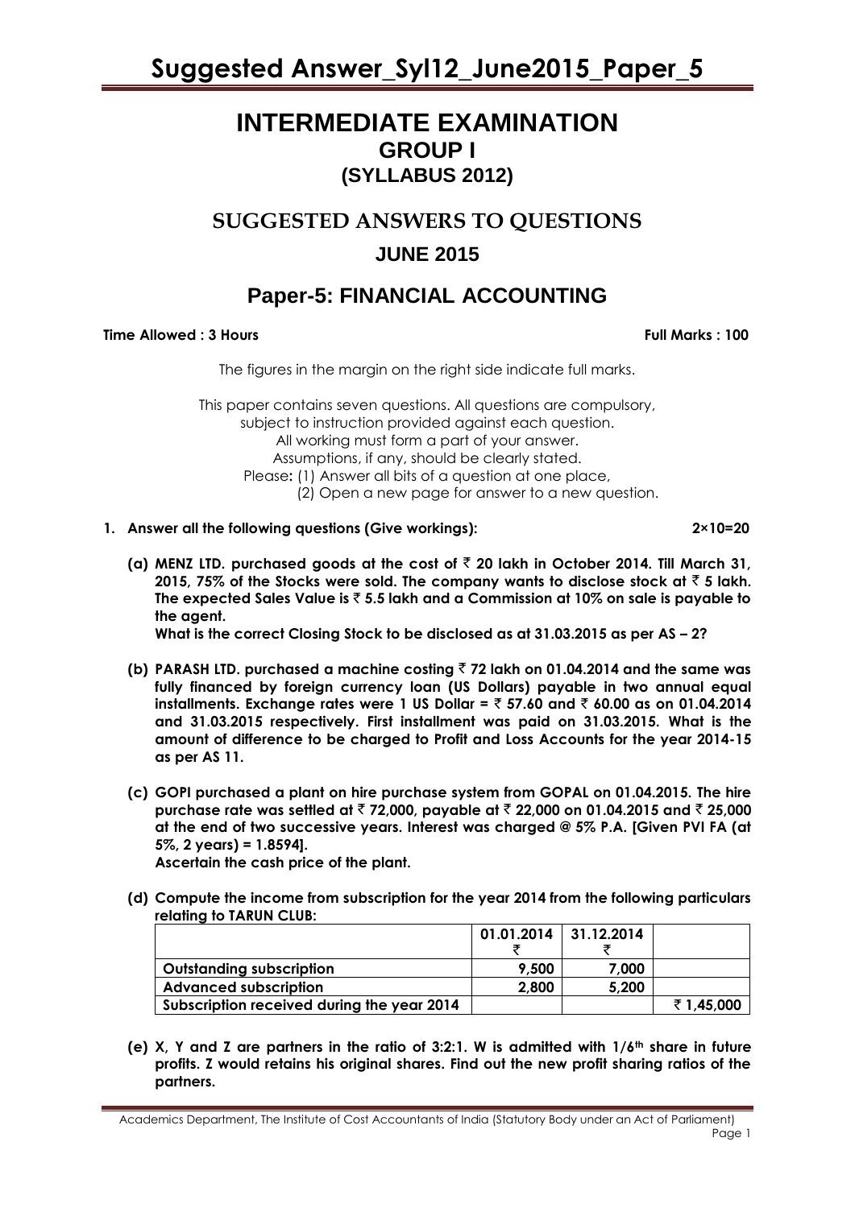# INTERMEDIATE EXAMINATION
## GROUP I
## (SYLLABUS 2012)

## SUGGESTED ANSWERS TO QUESTIONS
## JUNE 2015

## Paper-5: FINANCIAL ACCOUNTING

**Time Allowed : 3 Hours** **Full Marks : 100**

The figures in the margin on the right side indicate full marks.

This paper contains seven questions. All questions are compulsory, subject to instruction provided against each question. All working must form a part of your answer. Assumptions, if any, should be clearly stated.
Please**:** (1) Answer all bits of a question at one place,
(2) Open a new page for answer to a new question.

**1. Answer all the following questions (Give workings):** **2×10=20**

**(a) MENZ LTD. purchased goods at the cost of ₹ 20 lakh in October 2014. Till March 31, 2015, 75% of the Stocks were sold. The company wants to disclose stock at ₹ 5 lakh. The expected Sales Value is ₹ 5.5 lakh and a Commission at 10% on sale is payable to the agent.**
**What is the correct Closing Stock to be disclosed as at 31.03.2015 as per AS – 2?**

**(b) PARASH LTD. purchased a machine costing ₹ 72 lakh on 01.04.2014 and the same was fully financed by foreign currency loan (US Dollars) payable in two annual equal installments. Exchange rates were 1 US Dollar = ₹ 57.60 and ₹ 60.00 as on 01.04.2014 and 31.03.2015 respectively. First installment was paid on 31.03.2015. What is the amount of difference to be charged to Profit and Loss Accounts for the year 2014-15 as per AS 11.**

**(c) GOPI purchased a plant on hire purchase system from GOPAL on 01.04.2015. The hire purchase rate was settled at ₹ 72,000, payable at ₹ 22,000 on 01.04.2015 and ₹ 25,000 at the end of two successive years. Interest was charged @ 5% P.A. [Given PVI FA (at 5%, 2 years) = 1.8594].**
**Ascertain the cash price of the plant.**

**(d) Compute the income from subscription for the year 2014 from the following particulars relating to TARUN CLUB:**

| | 01.01.2014 ₹ | 31.12.2014 ₹ | |
|---|---|---|---|
| **Outstanding subscription** | **9,500** | **7,000** | |
| **Advanced subscription** | **2,800** | **5,200** | |
| **Subscription received during the year 2014** | | | **₹ 1,45,000** |

**(e) X, Y and Z are partners in the ratio of 3:2:1. W is admitted with 1/6th share in future profits. Z would retains his original shares. Find out the new profit sharing ratios of the partners.**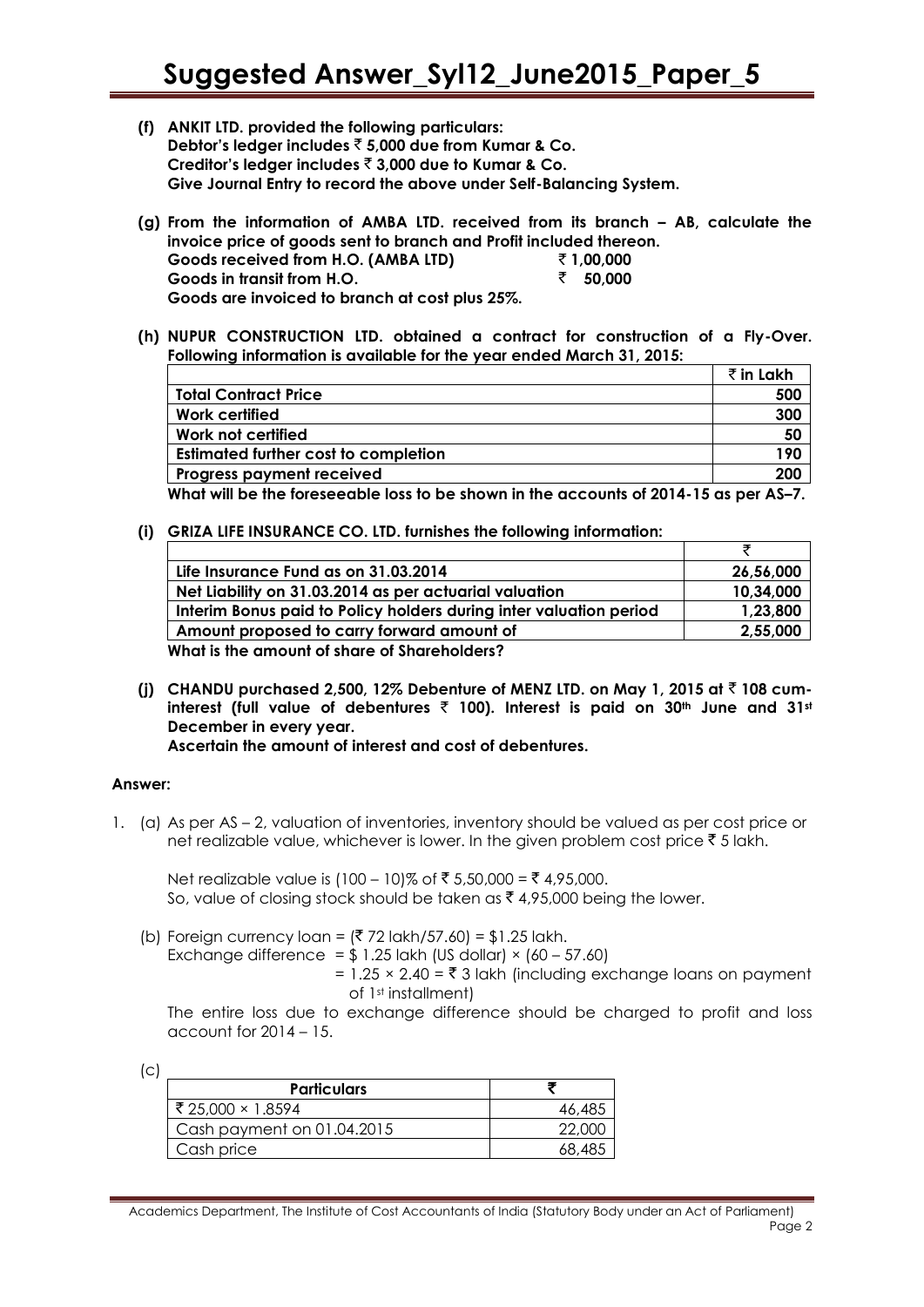**(f) ANKIT LTD. provided the following particulars:**
**Debtor's ledger includes ₹ 5,000 due from Kumar & Co.**
**Creditor's ledger includes ₹ 3,000 due to Kumar & Co.**
**Give Journal Entry to record the above under Self-Balancing System.**

**(g) From the information of AMBA LTD. received from its branch – AB, calculate the invoice price of goods sent to branch and Profit included thereon.**

| | |
|---|---|
| **Goods received from H.O. (AMBA LTD)** | **₹ 1,00,000** |
| **Goods in transit from H.O.** | **₹ 50,000** |

**Goods are invoiced to branch at cost plus 25%.**

**(h) NUPUR CONSTRUCTION LTD. obtained a contract for construction of a Fly-Over. Following information is available for the year ended March 31, 2015:**

| | ₹ in Lakh |
|---|---|
| **Total Contract Price** | **500** |
| **Work certified** | **300** |
| **Work not certified** | **50** |
| **Estimated further cost to completion** | **190** |
| **Progress payment received** | **200** |

**What will be the foreseeable loss to be shown in the accounts of 2014-15 as per AS–7.**

**(i) GRIZA LIFE INSURANCE CO. LTD. furnishes the following information:**

| | ₹ |
|---|---|
| **Life Insurance Fund as on 31.03.2014** | **26,56,000** |
| **Net Liability on 31.03.2014 as per actuarial valuation** | **10,34,000** |
| **Interim Bonus paid to Policy holders during inter valuation period** | **1,23,800** |
| **Amount proposed to carry forward amount of** | **2,55,000** |

**What is the amount of share of Shareholders?**

**(j) CHANDU purchased 2,500, 12% Debenture of MENZ LTD. on May 1, 2015 at ₹ 108 cum-interest (full value of debentures ₹ 100). Interest is paid on 30th June and 31st December in every year.**
**Ascertain the amount of interest and cost of debentures.**

**Answer:**

1. (a) As per AS – 2, valuation of inventories, inventory should be valued as per cost price or net realizable value, whichever is lower. In the given problem cost price ₹ 5 lakh.

Net realizable value is (100 – 10)% of ₹ 5,50,000 = ₹ 4,95,000.
So, value of closing stock should be taken as ₹ 4,95,000 being the lower.

(b) Foreign currency loan = (₹ 72 lakh/57.60) = \$1.25 lakh.
Exchange difference = \$ 1.25 lakh (US dollar) × (60 – 57.60)
= 1.25 × 2.40 = ₹ 3 lakh (including exchange loans on payment of 1st installment)

The entire loss due to exchange difference should be charged to profit and loss account for 2014 – 15.

(c)

| Particulars | ₹ |
|---|---|
| ₹ 25,000 × 1.8594 | 46,485 |
| Cash payment on 01.04.2015 | 22,000 |
| Cash price | 68,485 |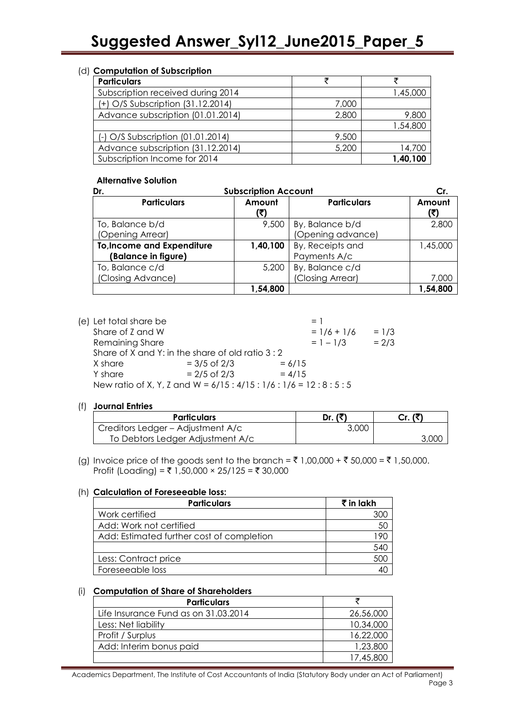(d) **Computation of Subscription**

| Particulars | ₹ | ₹ |
|---|---|---|
| Subscription received during 2014 | | 1,45,000 |
| (+) O/S Subscription (31.12.2014) | 7,000 | |
| Advance subscription (01.01.2014) | 2,800 | 9,800 |
| | | 1,54,800 |
| (-) O/S Subscription (01.01.2014) | 9,500 | |
| Advance subscription (31.12.2014) | 5,200 | 14,700 |
| Subscription Income for 2014 | | **1,40,100** |

**Alternative Solution**

**Subscription Account**

| Dr. Particulars | Amount (₹) | Cr. Particulars | Amount (₹) |
|---|---|---|---|
| To, Balance b/d (Opening Arrear) | 9,500 | By, Balance b/d (Opening advance) | 2,800 |
| **To,Income and Expenditure (Balance in figure)** | **1,40,100** | By, Receipts and Payments A/c | 1,45,000 |
| To, Balance c/d (Closing Advance) | 5,200 | By, Balance c/d (Closing Arrear) | 7,000 |
| | **1,54,800** | | **1,54,800** |

(e) Let total share be $= 1$

Share of Z and W $= 1/6 + 1/6 = 1/3$

Remaining Share $= 1 - 1/3 = 2/3$

Share of X and Y: in the share of old ratio 3 : 2

X share $= 3/5$ of $2/3 = 6/15$

Y share $= 2/5$ of $2/3 = 4/15$

New ratio of X, Y, Z and W $= 6/15 : 4/15 : 1/6 : 1/6 = 12 : 8 : 5 : 5$

(f) **Journal Entries**

| Particulars | Dr. (₹) | Cr. (₹) |
|---|---|---|
| Creditors Ledger – Adjustment A/c | 3,000 | |
| To Debtors Ledger Adjustment A/c | | 3,000 |

(g) Invoice price of the goods sent to the branch = ₹ 1,00,000 + ₹ 50,000 = ₹ 1,50,000.
Profit (Loading) = ₹ 1,50,000 × 25/125 = ₹ 30,000

(h) **Calculation of Foreseeable loss:**

| Particulars | ₹ in lakh |
|---|---|
| Work certified | 300 |
| Add: Work not certified | 50 |
| Add: Estimated further cost of completion | 190 |
| | 540 |
| Less: Contract price | 500 |
| Foreseeable loss | 40 |

(i) **Computation of Share of Shareholders**

| Particulars | ₹ |
|---|---|
| Life Insurance Fund as on 31.03.2014 | 26,56,000 |
| Less: Net liability | 10,34,000 |
| Profit / Surplus | 16,22,000 |
| Add: Interim bonus paid | 1,23,800 |
| | 17,45,800 |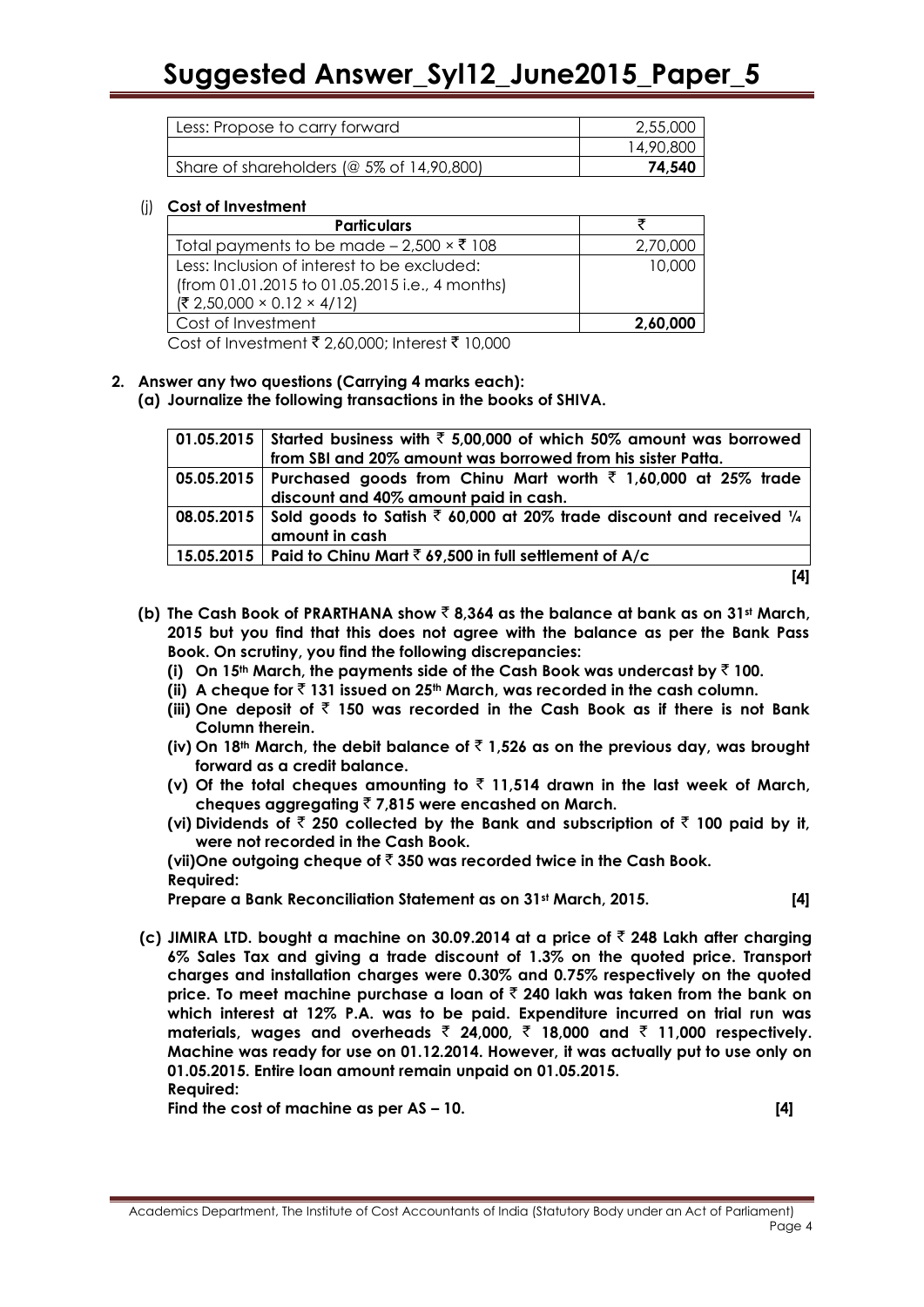| Less: Propose to carry forward | 2,55,000 |
|---|---|
| | 14,90,800 |
| Share of shareholders (@ 5% of 14,90,800) | **74,540** |

(j) **Cost of Investment**

| Particulars | ₹ |
|---|---|
| Total payments to be made – 2,500 × ₹ 108 | 2,70,000 |
| Less: Inclusion of interest to be excluded: (from 01.01.2015 to 01.05.2015 i.e., 4 months) (₹ 2,50,000 × 0.12 × 4/12) | 10,000 |
| Cost of Investment | **2,60,000** |

Cost of Investment ₹ 2,60,000; Interest ₹ 10,000

**2. Answer any two questions (Carrying 4 marks each):**

**(a) Journalize the following transactions in the books of SHIVA.**

| | |
|---|---|
| **01.05.2015** | **Started business with ₹ 5,00,000 of which 50% amount was borrowed from SBI and 20% amount was borrowed from his sister Patta.** |
| **05.05.2015** | **Purchased goods from Chinu Mart worth ₹ 1,60,000 at 25% trade discount and 40% amount paid in cash.** |
| **08.05.2015** | **Sold goods to Satish ₹ 60,000 at 20% trade discount and received ¼ amount in cash** |
| **15.05.2015** | **Paid to Chinu Mart ₹ 69,500 in full settlement of A/c** |

**[4]**

**(b) The Cash Book of PRARTHANA show ₹ 8,364 as the balance at bank as on 31st March, 2015 but you find that this does not agree with the balance as per the Bank Pass Book. On scrutiny, you find the following discrepancies:**

**(i) On 15th March, the payments side of the Cash Book was undercast by ₹ 100.**

**(ii) A cheque for ₹ 131 issued on 25th March, was recorded in the cash column.**

**(iii) One deposit of ₹ 150 was recorded in the Cash Book as if there is not Bank Column therein.**

**(iv) On 18th March, the debit balance of ₹ 1,526 as on the previous day, was brought forward as a credit balance.**

**(v) Of the total cheques amounting to ₹ 11,514 drawn in the last week of March, cheques aggregating ₹ 7,815 were encashed on March.**

**(vi) Dividends of ₹ 250 collected by the Bank and subscription of ₹ 100 paid by it, were not recorded in the Cash Book.**

**(vii) One outgoing cheque of ₹ 350 was recorded twice in the Cash Book.**

**Required:**

**Prepare a Bank Reconciliation Statement as on 31st March, 2015. [4]**

**(c) JIMIRA LTD. bought a machine on 30.09.2014 at a price of ₹ 248 Lakh after charging 6% Sales Tax and giving a trade discount of 1.3% on the quoted price. Transport charges and installation charges were 0.30% and 0.75% respectively on the quoted price. To meet machine purchase a loan of ₹ 240 lakh was taken from the bank on which interest at 12% P.A. was to be paid. Expenditure incurred on trial run was materials, wages and overheads ₹ 24,000, ₹ 18,000 and ₹ 11,000 respectively. Machine was ready for use on 01.12.2014. However, it was actually put to use only on 01.05.2015. Entire loan amount remain unpaid on 01.05.2015.**

**Required:**

**Find the cost of machine as per AS – 10. [4]**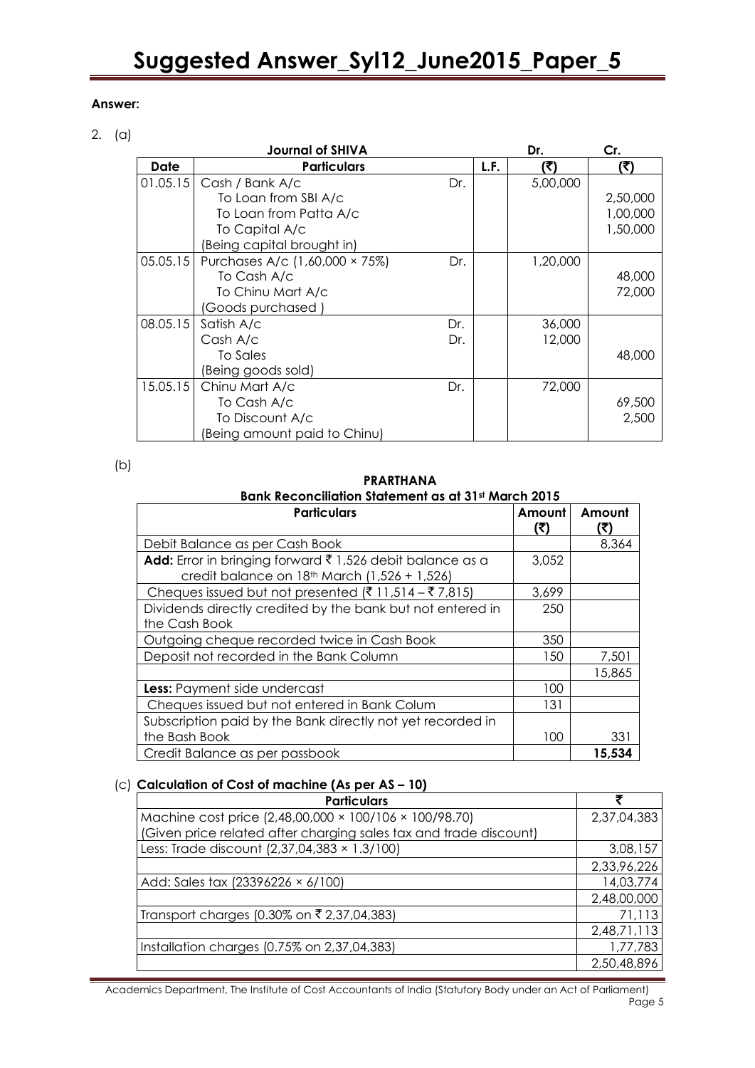**Answer:**

2. (a)

**Journal of SHIVA**

| Date | Particulars | | L.F. | Dr. (₹) | Cr. (₹) |
|---|---|---|---|---|---|
| 01.05.15 | Cash / Bank A/c | Dr. | | 5,00,000 | |
| | To Loan from SBI A/c | | | | 2,50,000 |
| | To Loan from Patta A/c | | | | 1,00,000 |
| | To Capital A/c | | | | 1,50,000 |
| | (Being capital brought in) | | | | |
| 05.05.15 | Purchases A/c (1,60,000 × 75%) | Dr. | | 1,20,000 | |
| | To Cash A/c | | | | 48,000 |
| | To Chinu Mart A/c | | | | 72,000 |
| | (Goods purchased ) | | | | |
| 08.05.15 | Satish A/c | Dr. | | 36,000 | |
| | Cash A/c | Dr. | | 12,000 | |
| | To Sales | | | | 48,000 |
| | (Being goods sold) | | | | |
| 15.05.15 | Chinu Mart A/c | Dr. | | 72,000 | |
| | To Cash A/c | | | | 69,500 |
| | To Discount A/c | | | | 2,500 |
| | (Being amount paid to Chinu) | | | | |

(b)

**PRARTHANA**
**Bank Reconciliation Statement as at 31st March 2015**

| Particulars | Amount (₹) | Amount (₹) |
|---|---|---|
| Debit Balance as per Cash Book | | 8,364 |
| **Add:** Error in bringing forward ₹ 1,526 debit balance as a credit balance on 18th March (1,526 + 1,526) | 3,052 | |
| Cheques issued but not presented (₹ 11,514 – ₹ 7,815) | 3,699 | |
| Dividends directly credited by the bank but not entered in the Cash Book | 250 | |
| Outgoing cheque recorded twice in Cash Book | 350 | |
| Deposit not recorded in the Bank Column | 150 | 7,501 |
| | | 15,865 |
| **Less:** Payment side undercast | 100 | |
| Cheques issued but not entered in Bank Colum | 131 | |
| Subscription paid by the Bank directly not yet recorded in the Bash Book | 100 | 331 |
| Credit Balance as per passbook | | **15,534** |

(c) **Calculation of Cost of machine (As per AS – 10)**

| Particulars | ₹ |
|---|---|
| Machine cost price (2,48,00,000 × 100/106 × 100/98.70) (Given price related after charging sales tax and trade discount) | 2,37,04,383 |
| Less: Trade discount (2,37,04,383 × 1.3/100) | 3,08,157 |
| | 2,33,96,226 |
| Add: Sales tax (23396226 × 6/100) | 14,03,774 |
| | 2,48,00,000 |
| Transport charges (0.30% on ₹ 2,37,04,383) | 71,113 |
| | 2,48,71,113 |
| Installation charges (0.75% on 2,37,04,383) | 1,77,783 |
| | 2,50,48,896 |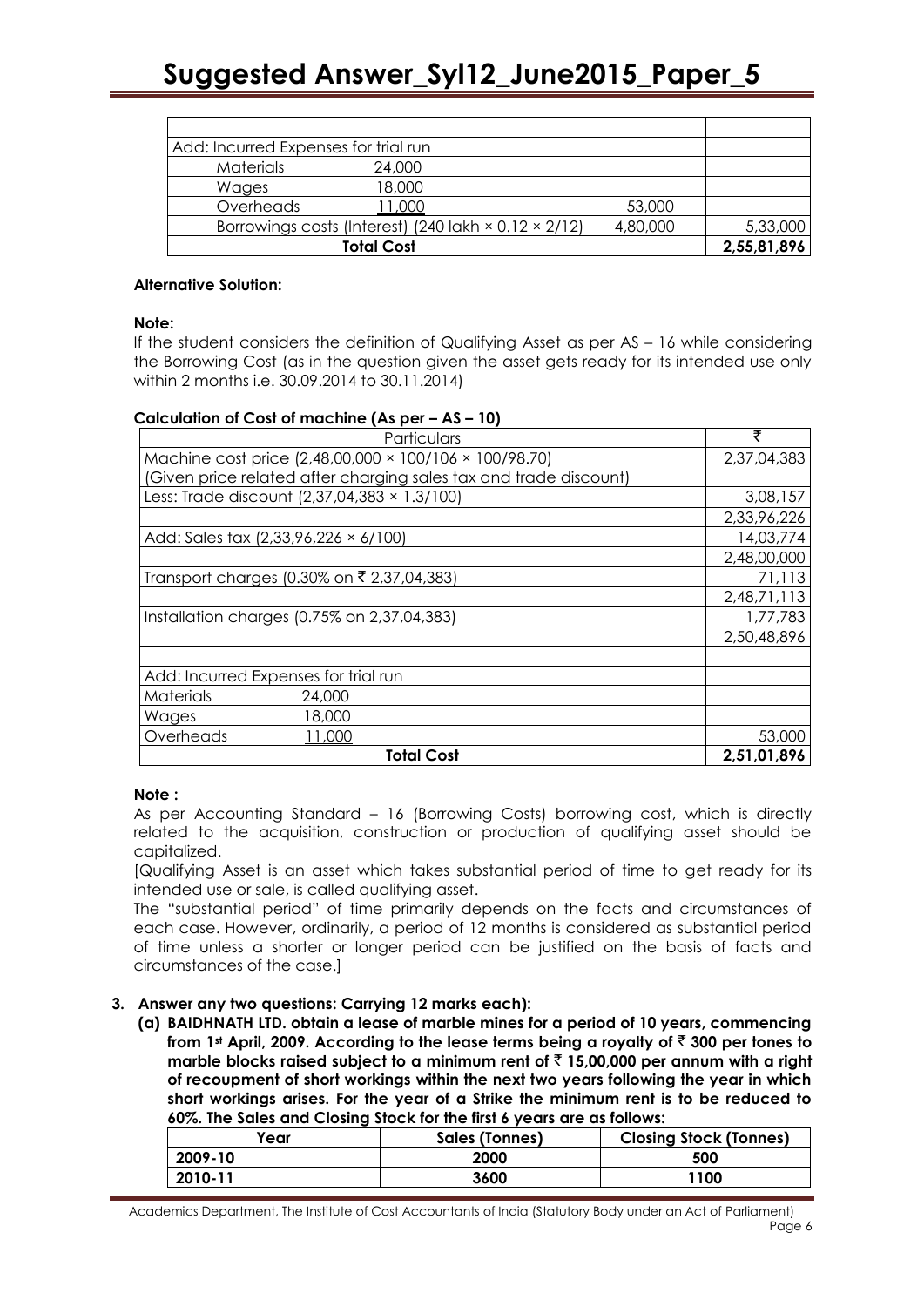| | | | |
|---|---|---|---|
| | | | |
| Add: Incurred Expenses for trial run | | | |
| Materials | 24,000 | | |
| Wages | 18,000 | | |
| Overheads | 11,000 | 53,000 | |
| Borrowings costs (Interest) (240 lakh × 0.12 × 2/12) | | 4,80,000 | 5,33,000 |
| **Total Cost** | | | **2,55,81,896** |

**Alternative Solution:**

**Note:**

If the student considers the definition of Qualifying Asset as per AS – 16 while considering the Borrowing Cost (as in the question given the asset gets ready for its intended use only within 2 months i.e. 30.09.2014 to 30.11.2014)

**Calculation of Cost of machine (As per – AS – 10)**

| Particulars | | ₹ |
|---|---|---|
| Machine cost price (2,48,00,000 × 100/106 × 100/98.70)<br>(Given price related after charging sales tax and trade discount) | | 2,37,04,383 |
| Less: Trade discount (2,37,04,383 × 1.3/100) | | 3,08,157 |
| | | 2,33,96,226 |
| Add: Sales tax (2,33,96,226 × 6/100) | | 14,03,774 |
| | | 2,48,00,000 |
| Transport charges (0.30% on ₹ 2,37,04,383) | | 71,113 |
| | | 2,48,71,113 |
| Installation charges (0.75% on 2,37,04,383) | | 1,77,783 |
| | | 2,50,48,896 |
| | | |
| Add: Incurred Expenses for trial run | | |
| Materials | 24,000 | |
| Wages | 18,000 | |
| Overheads | 11,000 | 53,000 |
| **Total Cost** | | **2,51,01,896** |

**Note :**

As per Accounting Standard – 16 (Borrowing Costs) borrowing cost, which is directly related to the acquisition, construction or production of qualifying asset should be capitalized.

[Qualifying Asset is an asset which takes substantial period of time to get ready for its intended use or sale, is called qualifying asset.

The "substantial period" of time primarily depends on the facts and circumstances of each case. However, ordinarily, a period of 12 months is considered as substantial period of time unless a shorter or longer period can be justified on the basis of facts and circumstances of the case.]

**3. Answer any two questions: Carrying 12 marks each):**

**(a) BAIDHNATH LTD. obtain a lease of marble mines for a period of 10 years, commencing from 1st April, 2009. According to the lease terms being a royalty of ₹ 300 per tones to marble blocks raised subject to a minimum rent of ₹ 15,00,000 per annum with a right of recoupment of short workings within the next two years following the year in which short workings arises. For the year of a Strike the minimum rent is to be reduced to 60%. The Sales and Closing Stock for the first 6 years are as follows:**

| Year | Sales (Tonnes) | Closing Stock (Tonnes) |
|---|---|---|
| 2009-10 | 2000 | 500 |
| 2010-11 | 3600 | 1100 |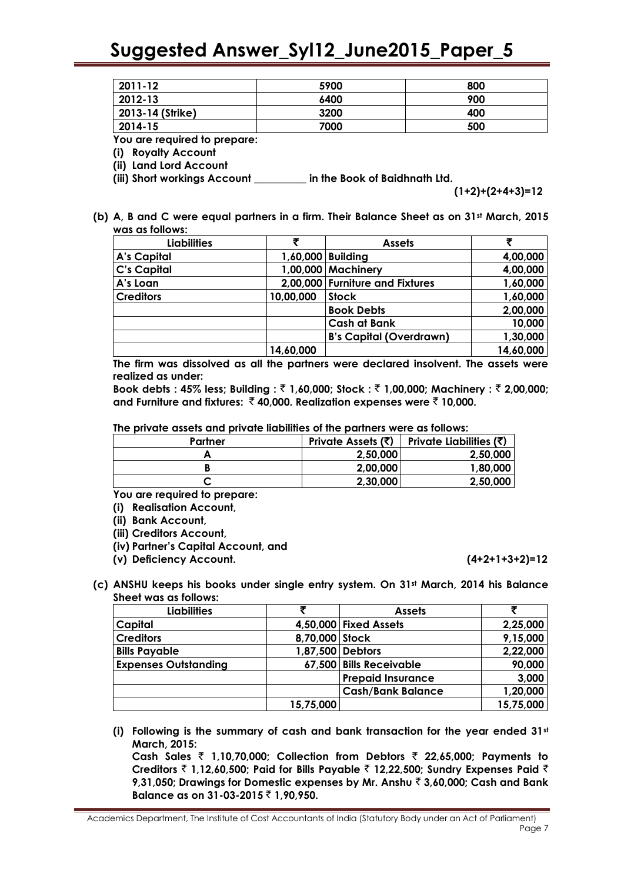| 2011-12 | 5900 | 800 |
|---|---|---|
| 2012-13 | 6400 | 900 |
| 2013-14 (Strike) | 3200 | 400 |
| 2014-15 | 7000 | 500 |

**You are required to prepare:**

**(i) Royalty Account**

**(ii) Land Lord Account**

**(iii) Short workings Account __________ in the Book of Baidhnath Ltd.**

**(1+2)+(2+4+3)=12**

**(b) A, B and C were equal partners in a firm. Their Balance Sheet as on 31st March, 2015 was as follows:**

| Liabilities | ₹ | Assets | ₹ |
|---|---|---|---|
| A's Capital | 1,60,000 | Building | 4,00,000 |
| C's Capital | 1,00,000 | Machinery | 4,00,000 |
| A's Loan | 2,00,000 | Furniture and Fixtures | 1,60,000 |
| Creditors | 10,00,000 | Stock | 1,60,000 |
| | | Book Debts | 2,00,000 |
| | | Cash at Bank | 10,000 |
| | | B's Capital (Overdrawn) | 1,30,000 |
| | 14,60,000 | | 14,60,000 |

**The firm was dissolved as all the partners were declared insolvent. The assets were realized as under:**

**Book debts : 45% less; Building : ₹ 1,60,000; Stock : ₹ 1,00,000; Machinery : ₹ 2,00,000; and Furniture and fixtures: ₹ 40,000. Realization expenses were ₹ 10,000.**

**The private assets and private liabilities of the partners were as follows:**

| Partner | Private Assets (₹) | Private Liabilities (₹) |
|---|---|---|
| A | 2,50,000 | 2,50,000 |
| B | 2,00,000 | 1,80,000 |
| C | 2,30,000 | 2,50,000 |

**You are required to prepare:**

**(i) Realisation Account,**

**(ii) Bank Account,**

**(iii) Creditors Account,**

**(iv) Partner's Capital Account, and**

**(v) Deficiency Account. (4+2+1+3+2)=12**

**(c) ANSHU keeps his books under single entry system. On 31st March, 2014 his Balance Sheet was as follows:**

| Liabilities | ₹ | Assets | ₹ |
|---|---|---|---|
| Capital | 4,50,000 | Fixed Assets | 2,25,000 |
| Creditors | 8,70,000 | Stock | 9,15,000 |
| Bills Payable | 1,87,500 | Debtors | 2,22,000 |
| Expenses Outstanding | 67,500 | Bills Receivable | 90,000 |
| | | Prepaid Insurance | 3,000 |
| | | Cash/Bank Balance | 1,20,000 |
| | 15,75,000 | | 15,75,000 |

**(i) Following is the summary of cash and bank transaction for the year ended 31st March, 2015:**

**Cash Sales ₹ 1,10,70,000; Collection from Debtors ₹ 22,65,000; Payments to Creditors ₹ 1,12,60,500; Paid for Bills Payable ₹ 12,22,500; Sundry Expenses Paid ₹ 9,31,050; Drawings for Domestic expenses by Mr. Anshu ₹ 3,60,000; Cash and Bank Balance as on 31-03-2015 ₹ 1,90,950.**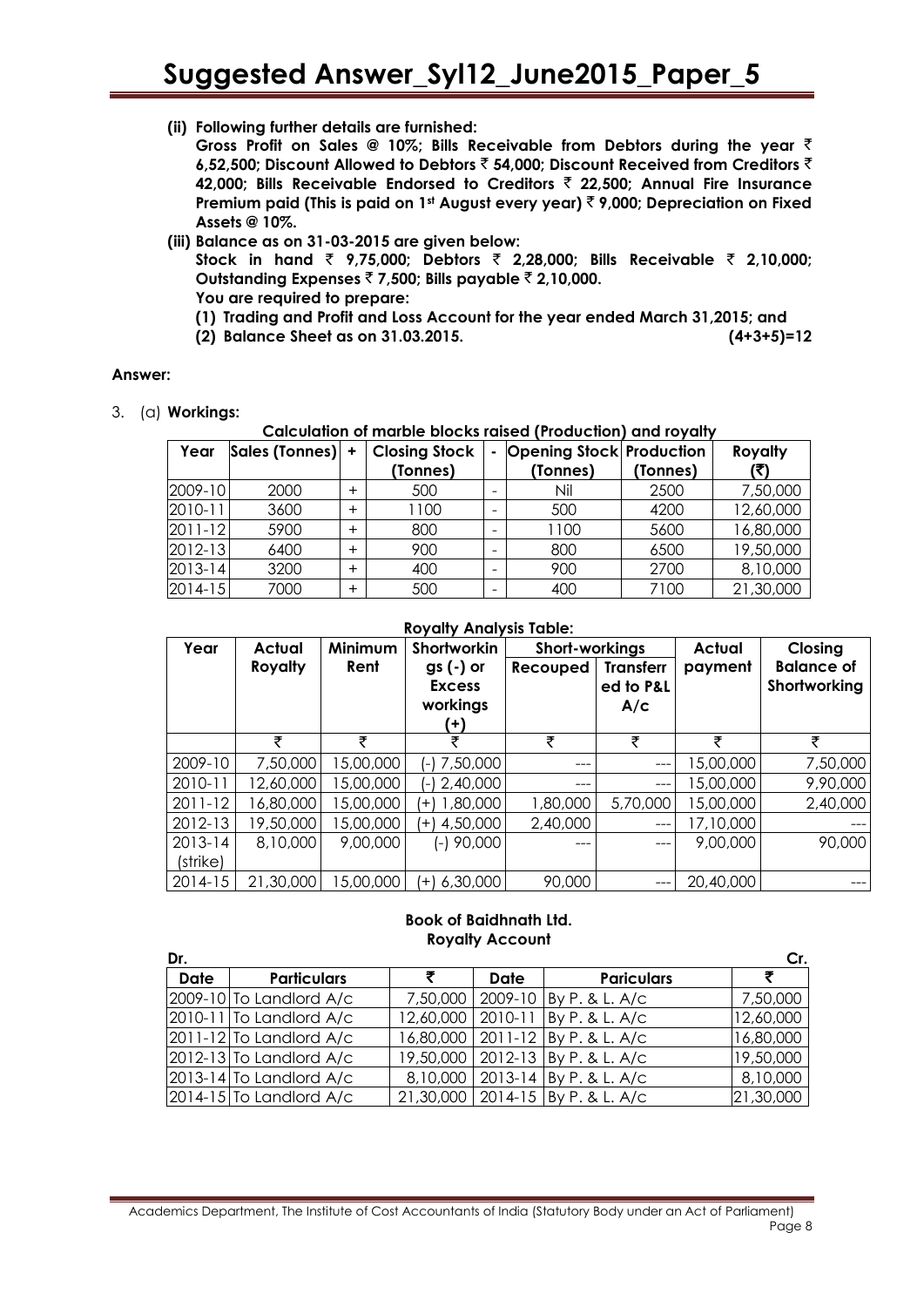**(ii) Following further details are furnished:**

**Gross Profit on Sales @ 10%; Bills Receivable from Debtors during the year ₹ 6,52,500; Discount Allowed to Debtors ₹ 54,000; Discount Received from Creditors ₹ 42,000; Bills Receivable Endorsed to Creditors ₹ 22,500; Annual Fire Insurance Premium paid (This is paid on 1st August every year) ₹ 9,000; Depreciation on Fixed Assets @ 10%.**

**(iii) Balance as on 31-03-2015 are given below:**

**Stock in hand ₹ 9,75,000; Debtors ₹ 2,28,000; Bills Receivable ₹ 2,10,000; Outstanding Expenses ₹ 7,500; Bills payable ₹ 2,10,000.**

**You are required to prepare:**

**(1) Trading and Profit and Loss Account for the year ended March 31,2015; and**

**(2) Balance Sheet as on 31.03.2015. (4+3+5)=12**

**Answer:**

3. (a) **Workings:**

**Calculation of marble blocks raised (Production) and royalty**

| Year | Sales (Tonnes) | + | Closing Stock (Tonnes) | - | Opening Stock (Tonnes) | Production (Tonnes) | Royalty (₹) |
|---|---|---|---|---|---|---|---|
| 2009-10 | 2000 | + | 500 | - | Nil | 2500 | 7,50,000 |
| 2010-11 | 3600 | + | 1100 | - | 500 | 4200 | 12,60,000 |
| 2011-12 | 5900 | + | 800 | - | 1100 | 5600 | 16,80,000 |
| 2012-13 | 6400 | + | 900 | - | 800 | 6500 | 19,50,000 |
| 2013-14 | 3200 | + | 400 | - | 900 | 2700 | 8,10,000 |
| 2014-15 | 7000 | + | 500 | - | 400 | 7100 | 21,30,000 |

**Royalty Analysis Table:**

| Year | Actual Royalty | Minimum Rent | Shortworkings (-) or Excess workings (+) | Short-workings | | Actual payment | Closing Balance of Shortworking |
|---|---|---|---|---|---|---|---|
| | | | | Recouped | Transferred to P&L A/c | | |
| | ₹ | ₹ | ₹ | ₹ | ₹ | ₹ | ₹ |
| 2009-10 | 7,50,000 | 15,00,000 | (-) 7,50,000 | --- | --- | 15,00,000 | 7,50,000 |
| 2010-11 | 12,60,000 | 15,00,000 | (-) 2,40,000 | --- | --- | 15,00,000 | 9,90,000 |
| 2011-12 | 16,80,000 | 15,00,000 | (+) 1,80,000 | 1,80,000 | 5,70,000 | 15,00,000 | 2,40,000 |
| 2012-13 | 19,50,000 | 15,00,000 | (+) 4,50,000 | 2,40,000 | --- | 17,10,000 | --- |
| 2013-14 (strike) | 8,10,000 | 9,00,000 | (-) 90,000 | --- | --- | 9,00,000 | 90,000 |
| 2014-15 | 21,30,000 | 15,00,000 | (+) 6,30,000 | 90,000 | --- | 20,40,000 | --- |

**Book of Baidhnath Ltd.**

**Royalty Account**

| Dr. | | | | | Cr. |
|---|---|---|---|---|---|
| Date | Particulars | ₹ | Date | Pariculars | ₹ |
| 2009-10 | To Landlord A/c | 7,50,000 | 2009-10 | By P. & L. A/c | 7,50,000 |
| 2010-11 | To Landlord A/c | 12,60,000 | 2010-11 | By P. & L. A/c | 12,60,000 |
| 2011-12 | To Landlord A/c | 16,80,000 | 2011-12 | By P. & L. A/c | 16,80,000 |
| 2012-13 | To Landlord A/c | 19,50,000 | 2012-13 | By P. & L. A/c | 19,50,000 |
| 2013-14 | To Landlord A/c | 8,10,000 | 2013-14 | By P. & L. A/c | 8,10,000 |
| 2014-15 | To Landlord A/c | 21,30,000 | 2014-15 | By P. & L. A/c | 21,30,000 |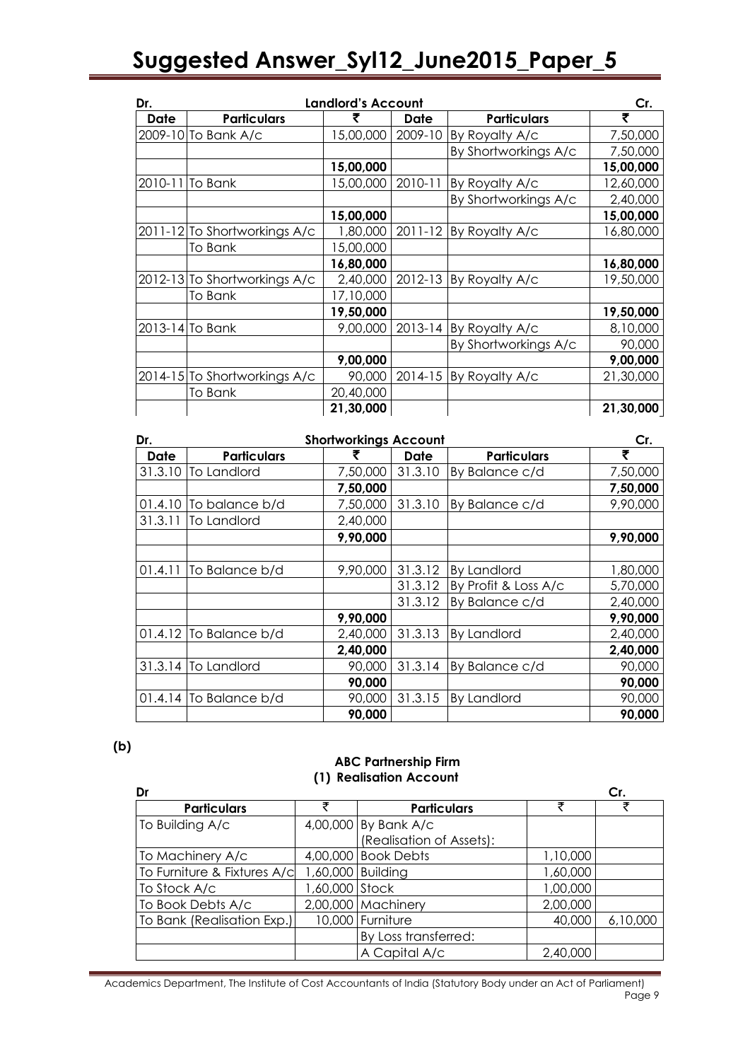**Landlord's Account**

| Dr. | | | | | Cr. |
|---|---|---|---|---|---|
| **Date** | **Particulars** | **₹** | **Date** | **Particulars** | **₹** |
| 2009-10 | To Bank A/c | 15,00,000 | 2009-10 | By Royalty A/c | 7,50,000 |
| | | | | By Shortworkings A/c | 7,50,000 |
| | | **15,00,000** | | | **15,00,000** |
| 2010-11 | To Bank | 15,00,000 | 2010-11 | By Royalty A/c | 12,60,000 |
| | | | | By Shortworkings A/c | 2,40,000 |
| | | **15,00,000** | | | **15,00,000** |
| 2011-12 | To Shortworkings A/c | 1,80,000 | 2011-12 | By Royalty A/c | 16,80,000 |
| | To Bank | 15,00,000 | | | |
| | | **16,80,000** | | | **16,80,000** |
| 2012-13 | To Shortworkings A/c | 2,40,000 | 2012-13 | By Royalty A/c | 19,50,000 |
| | To Bank | 17,10,000 | | | |
| | | **19,50,000** | | | **19,50,000** |
| 2013-14 | To Bank | 9,00,000 | 2013-14 | By Royalty A/c | 8,10,000 |
| | | | | By Shortworkings A/c | 90,000 |
| | | **9,00,000** | | | **9,00,000** |
| 2014-15 | To Shortworkings A/c | 90,000 | 2014-15 | By Royalty A/c | 21,30,000 |
| | To Bank | 20,40,000 | | | |
| | | **21,30,000** | | | **21,30,000** |

**Shortworkings Account**

| Dr. | | | | | Cr. |
|---|---|---|---|---|---|
| **Date** | **Particulars** | **₹** | **Date** | **Particulars** | **₹** |
| 31.3.10 | To Landlord | 7,50,000 | 31.3.10 | By Balance c/d | 7,50,000 |
| | | **7,50,000** | | | **7,50,000** |
| 01.4.10 | To balance b/d | 7,50,000 | 31.3.10 | By Balance c/d | 9,90,000 |
| 31.3.11 | To Landlord | 2,40,000 | | | |
| | | **9,90,000** | | | **9,90,000** |
| | | | | | |
| 01.4.11 | To Balance b/d | 9,90,000 | 31.3.12 | By Landlord | 1,80,000 |
| | | | 31.3.12 | By Profit & Loss A/c | 5,70,000 |
| | | | 31.3.12 | By Balance c/d | 2,40,000 |
| | | **9,90,000** | | | **9,90,000** |
| 01.4.12 | To Balance b/d | 2,40,000 | 31.3.13 | By Landlord | 2,40,000 |
| | | **2,40,000** | | | **2,40,000** |
| 31.3.14 | To Landlord | 90,000 | 31.3.14 | By Balance c/d | 90,000 |
| | | **90,000** | | | **90,000** |
| 01.4.14 | To Balance b/d | 90,000 | 31.3.15 | By Landlord | 90,000 |
| | | **90,000** | | | **90,000** |

**(b)**

**ABC Partnership Firm**

**(1) Realisation Account**

| Dr | | | | Cr. |
|---|---|---|---|---|
| **Particulars** | **₹** | **Particulars** | **₹** | **₹** |
| To Building A/c | 4,00,000 | By Bank A/c (Realisation of Assets): | | |
| To Machinery A/c | 4,00,000 | Book Debts | 1,10,000 | |
| To Furniture & Fixtures A/c | 1,60,000 | Building | 1,60,000 | |
| To Stock A/c | 1,60,000 | Stock | 1,00,000 | |
| To Book Debts A/c | 2,00,000 | Machinery | 2,00,000 | |
| To Bank (Realisation Exp.) | 10,000 | Furniture | 40,000 | 6,10,000 |
| | | By Loss transferred: | | |
| | | A Capital A/c | 2,40,000 | |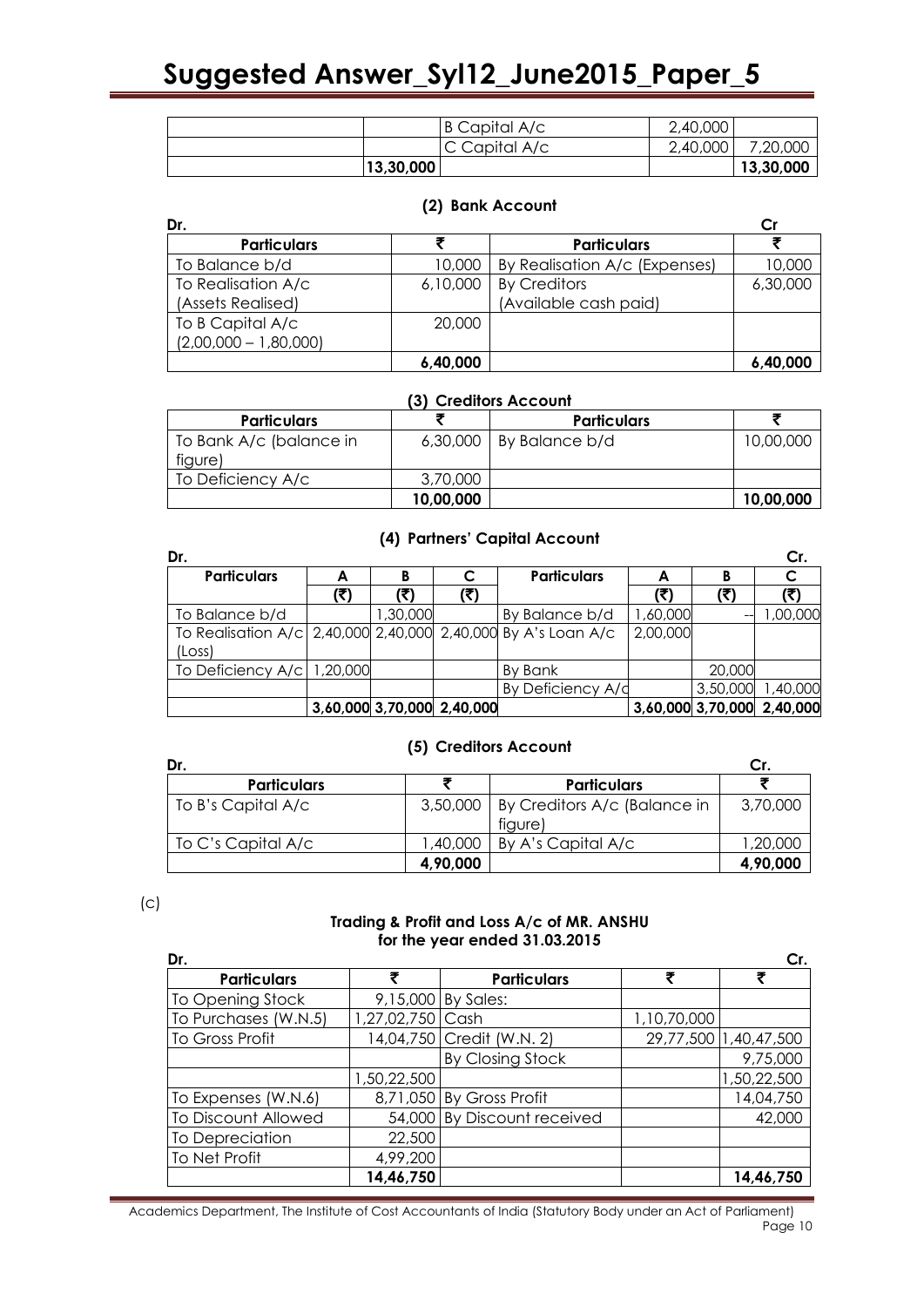| | | | | |
|---|---|---|---|---|
| | | B Capital A/c | 2,40,000 | |
| | | C Capital A/c | 2,40,000 | 7,20,000 |
| | 13,30,000 | | | 13,30,000 |

### (2) Bank Account

| Dr. | | | Cr |
|---|---|---|---|
| **Particulars** | **₹** | **Particulars** | **₹** |
| To Balance b/d | 10,000 | By Realisation A/c (Expenses) | 10,000 |
| To Realisation A/c (Assets Realised) | 6,10,000 | By Creditors (Available cash paid) | 6,30,000 |
| To B Capital A/c (2,00,000 – 1,80,000) | 20,000 | | |
| | **6,40,000** | | **6,40,000** |

### (3) Creditors Account

| Particulars | ₹ | Particulars | ₹ |
|---|---|---|---|
| To Bank A/c (balance in figure) | 6,30,000 | By Balance b/d | 10,00,000 |
| To Deficiency A/c | 3,70,000 | | |
| | **10,00,000** | | **10,00,000** |

### (4) Partners' Capital Account

| Dr. | | | | | | | Cr. |
|---|---|---|---|---|---|---|---|
| **Particulars** | **A (₹)** | **B (₹)** | **C (₹)** | **Particulars** | **A (₹)** | **B (₹)** | **C (₹)** |
| To Balance b/d | | 1,30,000 | | By Balance b/d | 1,60,000 | -- | 1,00,000 |
| To Realisation A/c (Loss) | 2,40,000 | 2,40,000 | 2,40,000 | By A's Loan A/c | 2,00,000 | | |
| To Deficiency A/c | 1,20,000 | | | By Bank | | 20,000 | |
| | | | | By Deficiency A/c | | 3,50,000 | 1,40,000 |
| | **3,60,000** | **3,70,000** | **2,40,000** | | **3,60,000** | **3,70,000** | **2,40,000** |

### (5) Creditors Account

| Dr. | | | Cr. |
|---|---|---|---|
| **Particulars** | **₹** | **Particulars** | **₹** |
| To B's Capital A/c | 3,50,000 | By Creditors A/c (Balance in figure) | 3,70,000 |
| To C's Capital A/c | 1,40,000 | By A's Capital A/c | 1,20,000 |
| | **4,90,000** | | **4,90,000** |

(c)

**Trading & Profit and Loss A/c of MR. ANSHU**
**for the year ended 31.03.2015**

| Dr. | | | | Cr. |
|---|---|---|---|---|
| **Particulars** | **₹** | **Particulars** | **₹** | **₹** |
| To Opening Stock | 9,15,000 | By Sales: | | |
| To Purchases (W.N.5) | 1,27,02,750 | Cash | 1,10,70,000 | |
| To Gross Profit | 14,04,750 | Credit (W.N. 2) | 29,77,500 | 1,40,47,500 |
| | | By Closing Stock | | 9,75,000 |
| | 1,50,22,500 | | | 1,50,22,500 |
| To Expenses (W.N.6) | 8,71,050 | By Gross Profit | | 14,04,750 |
| To Discount Allowed | 54,000 | By Discount received | | 42,000 |
| To Depreciation | 22,500 | | | |
| To Net Profit | 4,99,200 | | | |
| | **14,46,750** | | | **14,46,750** |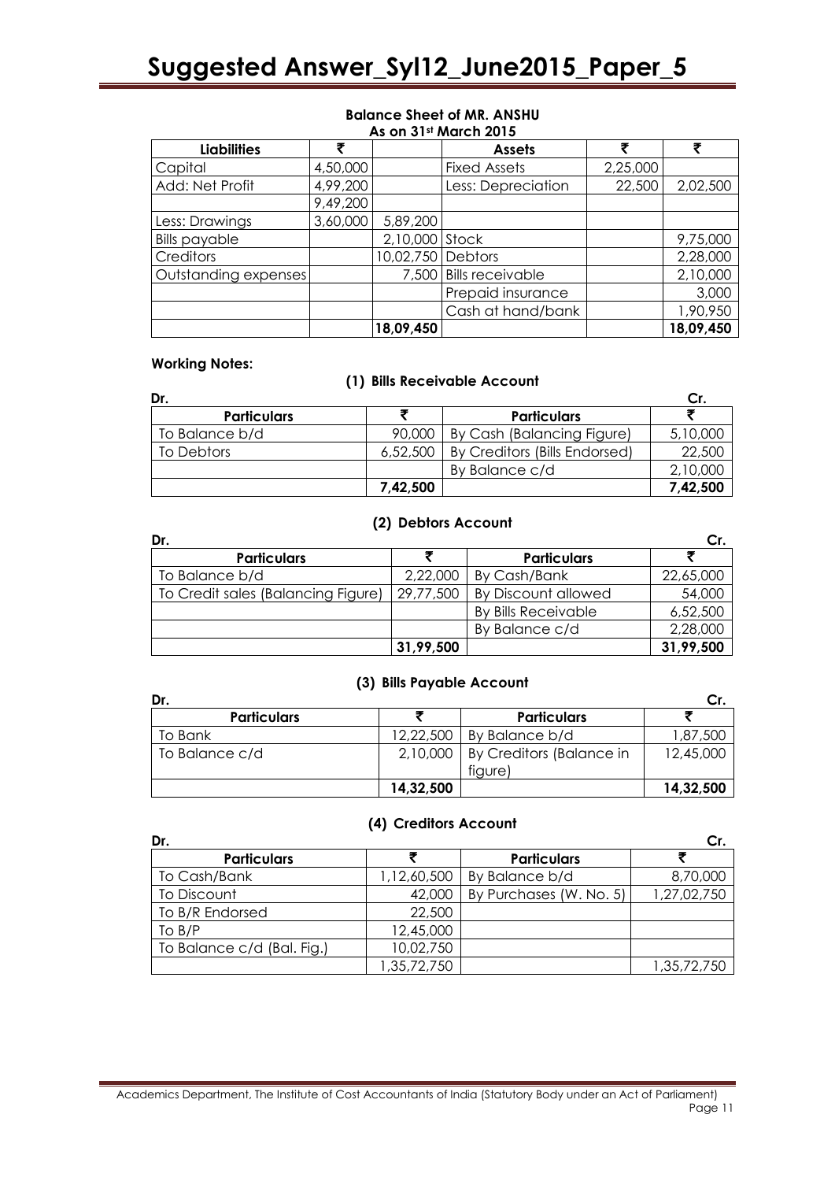**Balance Sheet of MR. ANSHU**
**As on 31st March 2015**

| Liabilities | ₹ | | Assets | ₹ | ₹ |
|---|---|---|---|---|---|
| Capital | 4,50,000 | | Fixed Assets | 2,25,000 | |
| Add: Net Profit | 4,99,200 | | Less: Depreciation | 22,500 | 2,02,500 |
| | 9,49,200 | | | | |
| Less: Drawings | 3,60,000 | 5,89,200 | | | |
| Bills payable | | 2,10,000 | Stock | | 9,75,000 |
| Creditors | | 10,02,750 | Debtors | | 2,28,000 |
| Outstanding expenses | | 7,500 | Bills receivable | | 2,10,000 |
| | | | Prepaid insurance | | 3,000 |
| | | | Cash at hand/bank | | 1,90,950 |
| | | **18,09,450** | | | **18,09,450** |

**Working Notes:**

**(1) Bills Receivable Account**

Dr. Cr.

| Particulars | ₹ | Particulars | ₹ |
|---|---|---|---|
| To Balance b/d | 90,000 | By Cash (Balancing Figure) | 5,10,000 |
| To Debtors | 6,52,500 | By Creditors (Bills Endorsed) | 22,500 |
| | | By Balance c/d | 2,10,000 |
| | **7,42,500** | | **7,42,500** |

**(2) Debtors Account**

Dr. Cr.

| Particulars | ₹ | Particulars | ₹ |
|---|---|---|---|
| To Balance b/d | 2,22,000 | By Cash/Bank | 22,65,000 |
| To Credit sales (Balancing Figure) | 29,77,500 | By Discount allowed | 54,000 |
| | | By Bills Receivable | 6,52,500 |
| | | By Balance c/d | 2,28,000 |
| | **31,99,500** | | **31,99,500** |

**(3) Bills Payable Account**

Dr. Cr.

| Particulars | ₹ | Particulars | ₹ |
|---|---|---|---|
| To Bank | 12,22,500 | By Balance b/d | 1,87,500 |
| To Balance c/d | 2,10,000 | By Creditors (Balance in figure) | 12,45,000 |
| | **14,32,500** | | **14,32,500** |

**(4) Creditors Account**

Dr. Cr.

| Particulars | ₹ | Particulars | ₹ |
|---|---|---|---|
| To Cash/Bank | 1,12,60,500 | By Balance b/d | 8,70,000 |
| To Discount | 42,000 | By Purchases (W. No. 5) | 1,27,02,750 |
| To B/R Endorsed | 22,500 | | |
| To B/P | 12,45,000 | | |
| To Balance c/d (Bal. Fig.) | 10,02,750 | | |
| | 1,35,72,750 | | 1,35,72,750 |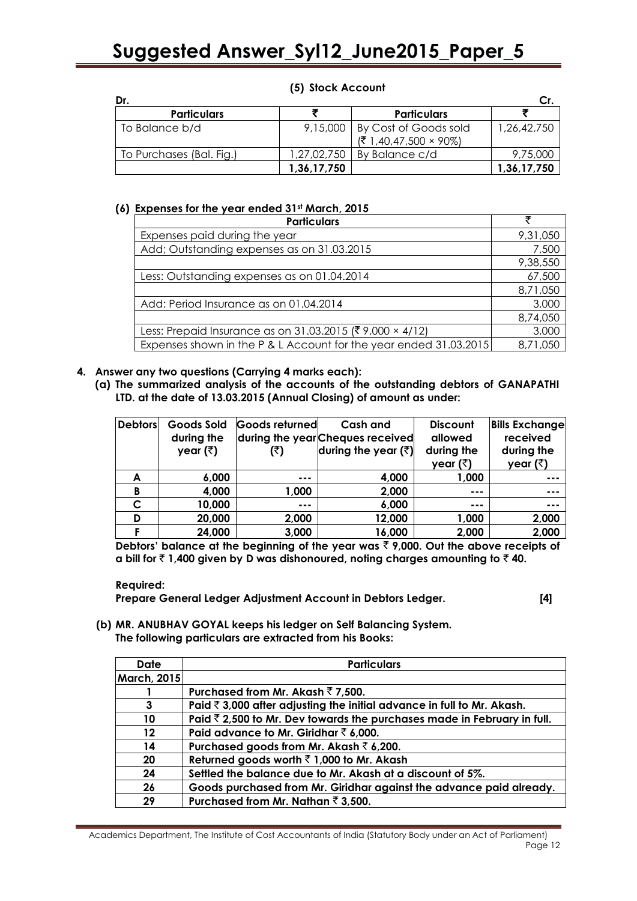### (5) Stock Account

| Dr. | | | Cr. |
|---|---|---|---|
| **Particulars** | **₹** | **Particulars** | **₹** |
| To Balance b/d | 9,15,000 | By Cost of Goods sold (₹ 1,40,47,500 × 90%) | 1,26,42,750 |
| To Purchases (Bal. Fig.) | 1,27,02,750 | By Balance c/d | 9,75,000 |
| | **1,36,17,750** | | **1,36,17,750** |

### (6) Expenses for the year ended 31st March, 2015

| Particulars | ₹ |
|---|---|
| Expenses paid during the year | 9,31,050 |
| Add; Outstanding expenses as on 31.03.2015 | 7,500 |
| | 9,38,550 |
| Less: Outstanding expenses as on 01.04.2014 | 67,500 |
| | 8,71,050 |
| Add: Period Insurance as on 01.04.2014 | 3,000 |
| | 8,74,050 |
| Less: Prepaid Insurance as on 31.03.2015 (₹ 9,000 × 4/12) | 3,000 |
| Expenses shown in the P & L Account for the year ended 31.03.2015 | 8,71,050 |

**4. Answer any two questions (Carrying 4 marks each):**

**(a) The summarized analysis of the accounts of the outstanding debtors of GANAPATHI LTD. at the date of 13.03.2015 (Annual Closing) of amount as under:**

| Debtors | Goods Sold during the year (₹) | Goods returned during the year (₹) | Cash and Cheques received during the year (₹) | Discount allowed during the year (₹) | Bills Exchange received during the year (₹) |
|---|---|---|---|---|---|
| A | 6,000 | --- | 4,000 | 1,000 | --- |
| B | 4,000 | 1,000 | 2,000 | --- | --- |
| C | 10,000 | --- | 6,000 | --- | --- |
| D | 20,000 | 2,000 | 12,000 | 1,000 | 2,000 |
| F | 24,000 | 3,000 | 16,000 | 2,000 | 2,000 |

**Debtors' balance at the beginning of the year was ₹ 9,000. Out the above receipts of a bill for ₹ 1,400 given by D was dishonoured, noting charges amounting to ₹ 40.**

**Required:**

**Prepare General Ledger Adjustment Account in Debtors Ledger. [4]**

**(b) MR. ANUBHAV GOYAL keeps his ledger on Self Balancing System. The following particulars are extracted from his Books:**

| Date | Particulars |
|---|---|
| **March, 2015** | |
| 1 | Purchased from Mr. Akash ₹ 7,500. |
| 3 | Paid ₹ 3,000 after adjusting the initial advance in full to Mr. Akash. |
| 10 | Paid ₹ 2,500 to Mr. Dev towards the purchases made in February in full. |
| 12 | Paid advance to Mr. Giridhar ₹ 6,000. |
| 14 | Purchased goods from Mr. Akash ₹ 6,200. |
| 20 | Returned goods worth ₹ 1,000 to Mr. Akash |
| 24 | Settled the balance due to Mr. Akash at a discount of 5%. |
| 26 | Goods purchased from Mr. Giridhar against the advance paid already. |
| 29 | Purchased from Mr. Nathan ₹ 3,500. |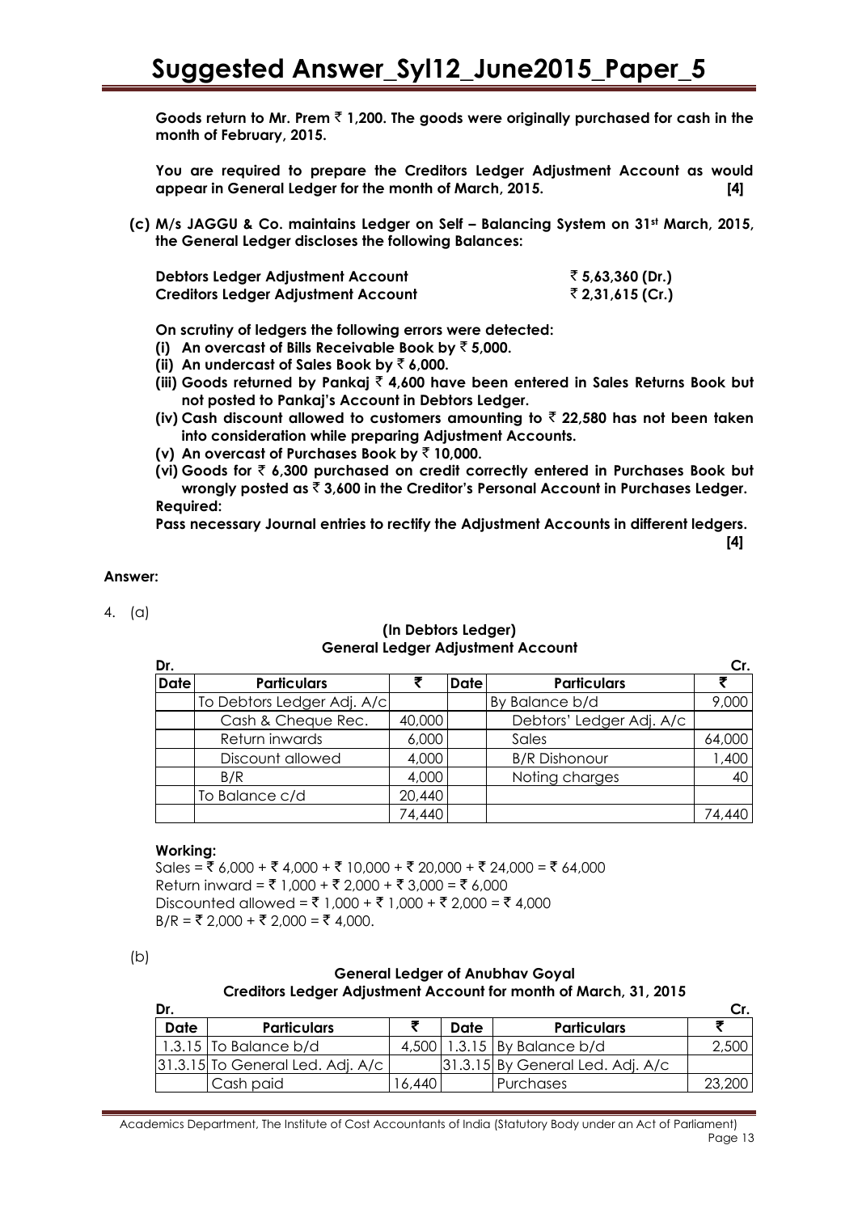**Goods return to Mr. Prem ₹ 1,200. The goods were originally purchased for cash in the month of February, 2015.**

**You are required to prepare the Creditors Ledger Adjustment Account as would appear in General Ledger for the month of March, 2015. [4]**

**(c) M/s JAGGU & Co. maintains Ledger on Self – Balancing System on 31st March, 2015, the General Ledger discloses the following Balances:**

| | |
|---|---|
| **Debtors Ledger Adjustment Account** | **₹ 5,63,360 (Dr.)** |
| **Creditors Ledger Adjustment Account** | **₹ 2,31,615 (Cr.)** |

**On scrutiny of ledgers the following errors were detected:**

**(i) An overcast of Bills Receivable Book by ₹ 5,000.**

**(ii) An undercast of Sales Book by ₹ 6,000.**

**(iii) Goods returned by Pankaj ₹ 4,600 have been entered in Sales Returns Book but not posted to Pankaj's Account in Debtors Ledger.**

**(iv) Cash discount allowed to customers amounting to ₹ 22,580 has not been taken into consideration while preparing Adjustment Accounts.**

**(v) An overcast of Purchases Book by ₹ 10,000.**

**(vi) Goods for ₹ 6,300 purchased on credit correctly entered in Purchases Book but wrongly posted as ₹ 3,600 in the Creditor's Personal Account in Purchases Ledger.**

**Required:**

**Pass necessary Journal entries to rectify the Adjustment Accounts in different ledgers. [4]**

**Answer:**

4. (a)

**(In Debtors Ledger)**
**General Ledger Adjustment Account**

| Dr. | | | | | Cr. |
|---|---|---|---|---|---|
| **Date** | **Particulars** | **₹** | **Date** | **Particulars** | **₹** |
| | To Debtors Ledger Adj. A/c | | | By Balance b/d | 9,000 |
| | Cash & Cheque Rec. | 40,000 | | Debtors' Ledger Adj. A/c | |
| | Return inwards | 6,000 | | Sales | 64,000 |
| | Discount allowed | 4,000 | | B/R Dishonour | 1,400 |
| | B/R | 4,000 | | Noting charges | 40 |
| | To Balance c/d | 20,440 | | | |
| | | 74,440 | | | 74,440 |

**Working:**

Sales = ₹ 6,000 + ₹ 4,000 + ₹ 10,000 + ₹ 20,000 + ₹ 24,000 = ₹ 64,000

Return inward = ₹ 1,000 + ₹ 2,000 + ₹ 3,000 = ₹ 6,000

Discounted allowed = ₹ 1,000 + ₹ 1,000 + ₹ 2,000 = ₹ 4,000

B/R = ₹ 2,000 + ₹ 2,000 = ₹ 4,000.

(b)

**General Ledger of Anubhav Goyal**
**Creditors Ledger Adjustment Account for month of March, 31, 2015**

| Dr. | | | | | Cr. |
|---|---|---|---|---|---|
| **Date** | **Particulars** | **₹** | **Date** | **Particulars** | **₹** |
| 1.3.15 | To Balance b/d | 4,500 | 1.3.15 | By Balance b/d | 2,500 |
| 31.3.15 | To General Led. Adj. A/c | | 31.3.15 | By General Led. Adj. A/c | |
| | Cash paid | 16,440 | | Purchases | 23,200 |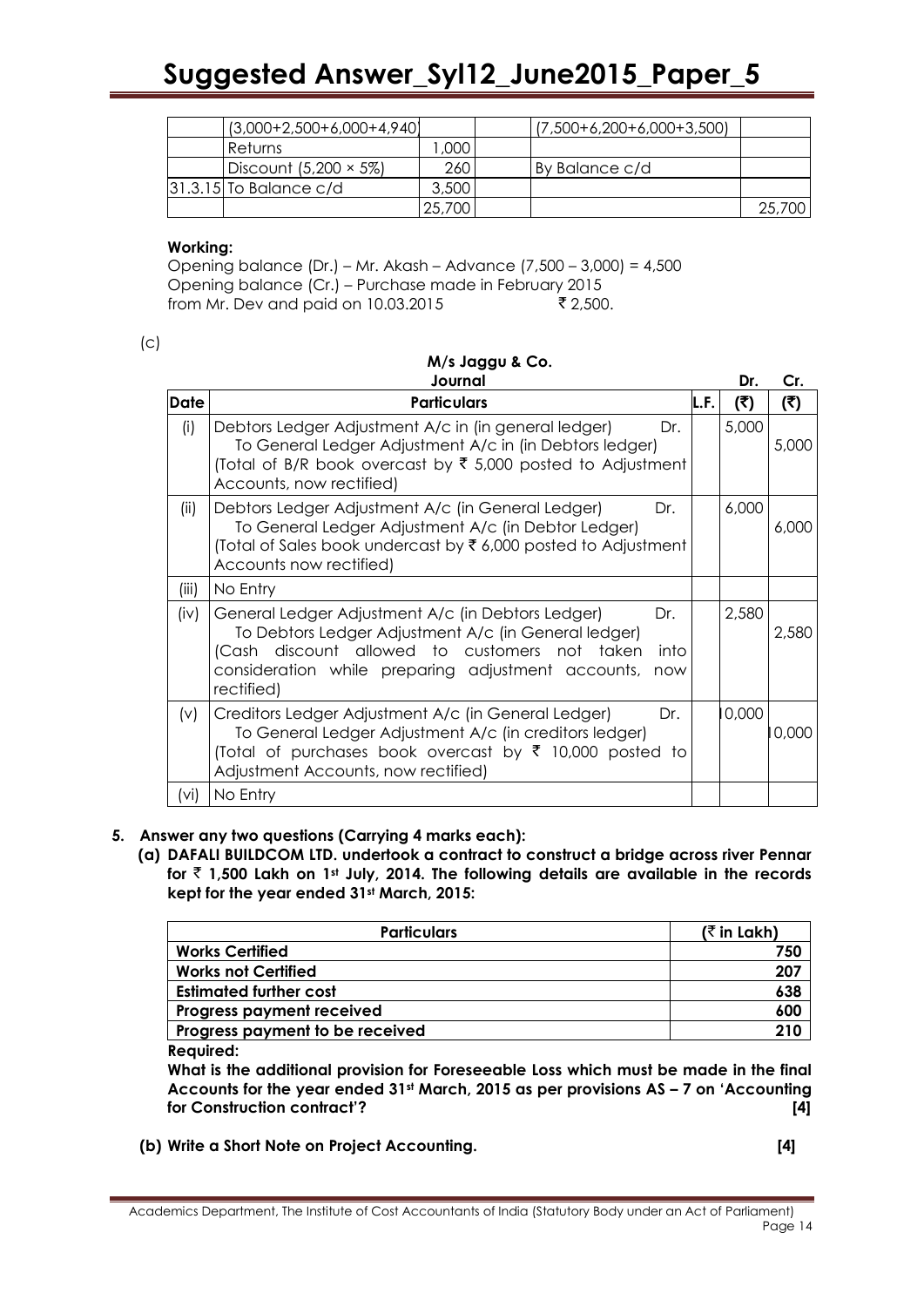| | (3,000+2,500+6,000+4,940) | | | (7,500+6,200+6,000+3,500) | |
|---|---|---|---|---|---|
| | Returns | 1,000 | | | |
| | Discount (5,200 × 5%) | 260 | | By Balance c/d | |
| 31.3.15 | To Balance c/d | 3,500 | | | |
| | | 25,700 | | | 25,700 |

**Working:**

Opening balance (Dr.) – Mr. Akash – Advance (7,500 – 3,000) = 4,500
Opening balance (Cr.) – Purchase made in February 2015 from Mr. Dev and paid on 10.03.2015 ₹ 2,500.

(c)

**M/s Jaggu & Co.**
**Journal**

| Date | Particulars | L.F. | Dr. (₹) | Cr. (₹) |
|---|---|---|---|---|
| (i) | Debtors Ledger Adjustment A/c in (in general ledger) Dr.<br>To General Ledger Adjustment A/c in (in Debtors ledger)<br>(Total of B/R book overcast by ₹ 5,000 posted to Adjustment Accounts, now rectified) | | 5,000 | 5,000 |
| (ii) | Debtors Ledger Adjustment A/c (in General Ledger) Dr.<br>To General Ledger Adjustment A/c (in Debtor Ledger)<br>(Total of Sales book undercast by ₹ 6,000 posted to Adjustment Accounts now rectified) | | 6,000 | 6,000 |
| (iii) | No Entry | | | |
| (iv) | General Ledger Adjustment A/c (in Debtors Ledger) Dr.<br>To Debtors Ledger Adjustment A/c (in General ledger)<br>(Cash discount allowed to customers not taken into consideration while preparing adjustment accounts, now rectified) | | 2,580 | 2,580 |
| (v) | Creditors Ledger Adjustment A/c (in General Ledger) Dr.<br>To General Ledger Adjustment A/c (in creditors ledger)<br>(Total of purchases book overcast by ₹ 10,000 posted to Adjustment Accounts, now rectified) | | 10,000 | 10,000 |
| (vi) | No Entry | | | |

**5. Answer any two questions (Carrying 4 marks each):**

**(a) DAFALI BUILDCOM LTD. undertook a contract to construct a bridge across river Pennar for ₹ 1,500 Lakh on 1st July, 2014. The following details are available in the records kept for the year ended 31st March, 2015:**

| Particulars | (₹ in Lakh) |
|---|---|
| **Works Certified** | **750** |
| **Works not Certified** | **207** |
| **Estimated further cost** | **638** |
| **Progress payment received** | **600** |
| **Progress payment to be received** | **210** |

**Required:**

**What is the additional provision for Foreseeable Loss which must be made in the final Accounts for the year ended 31st March, 2015 as per provisions AS – 7 on 'Accounting for Construction contract'? [4]**

**(b) Write a Short Note on Project Accounting. [4]**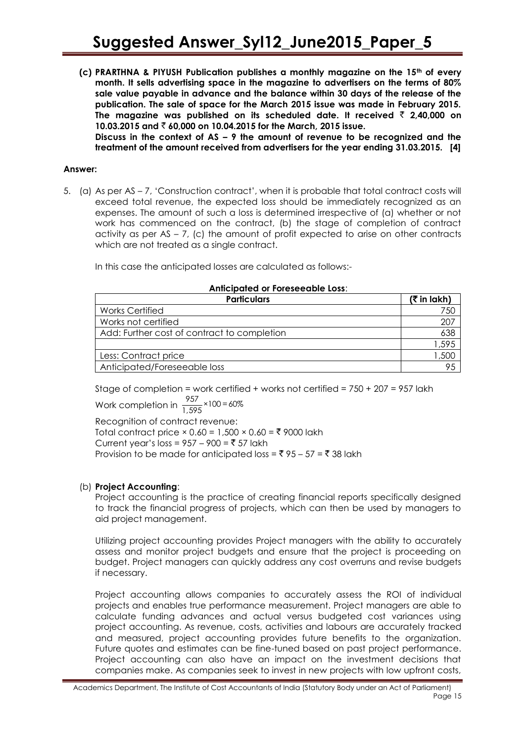**(c) PRARTHNA & PIYUSH Publication publishes a monthly magazine on the 15th of every month. It sells advertising space in the magazine to advertisers on the terms of 80% sale value payable in advance and the balance within 30 days of the release of the publication. The sale of space for the March 2015 issue was made in February 2015. The magazine was published on its scheduled date. It received ₹ 2,40,000 on 10.03.2015 and ₹ 60,000 on 10.04.2015 for the March, 2015 issue.**

**Discuss in the context of AS – 9 the amount of revenue to be recognized and the treatment of the amount received from advertisers for the year ending 31.03.2015. [4]**

**Answer:**

5. (a) As per AS – 7, 'Construction contract', when it is probable that total contract costs will exceed total revenue, the expected loss should be immediately recognized as an expenses. The amount of such a loss is determined irrespective of (a) whether or not work has commenced on the contract, (b) the stage of completion of contract activity as per AS – 7, (c) the amount of profit expected to arise on other contracts which are not treated as a single contract.

In this case the anticipated losses are calculated as follows:-

**Anticipated or Foreseeable Loss**:

| Particulars | (₹ in lakh) |
|---|---|
| Works Certified | 750 |
| Works not certified | 207 |
| Add: Further cost of contract to completion | 638 |
| | 1,595 |
| Less: Contract price | 1,500 |
| Anticipated/Foreseeable loss | 95 |

Stage of completion = work certified + works not certified = 750 + 207 = 957 lakh

Work completion in $\frac{957}{1,595} \times 100 = 60\%$

Recognition of contract revenue:

Total contract price × 0.60 = 1,500 × 0.60 = ₹ 9000 lakh

Current year's loss = 957 – 900 = ₹ 57 lakh

Provision to be made for anticipated loss = ₹ 95 – 57 = ₹ 38 lakh

(b) **Project Accounting**:

Project accounting is the practice of creating financial reports specifically designed to track the financial progress of projects, which can then be used by managers to aid project management.

Utilizing project accounting provides Project managers with the ability to accurately assess and monitor project budgets and ensure that the project is proceeding on budget. Project managers can quickly address any cost overruns and revise budgets if necessary.

Project accounting allows companies to accurately assess the ROI of individual projects and enables true performance measurement. Project managers are able to calculate funding advances and actual versus budgeted cost variances using project accounting. As revenue, costs, activities and labours are accurately tracked and measured, project accounting provides future benefits to the organization. Future quotes and estimates can be fine-tuned based on past project performance. Project accounting can also have an impact on the investment decisions that companies make. As companies seek to invest in new projects with low upfront costs,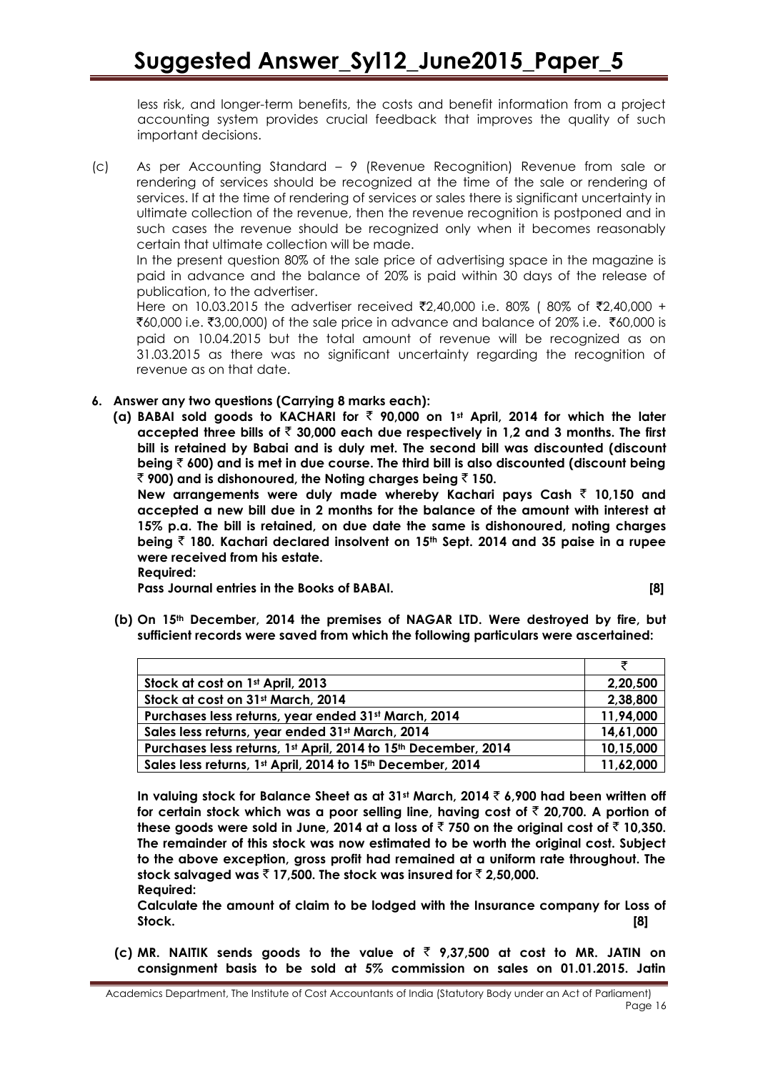less risk, and longer-term benefits, the costs and benefit information from a project accounting system provides crucial feedback that improves the quality of such important decisions.

(c) As per Accounting Standard – 9 (Revenue Recognition) Revenue from sale or rendering of services should be recognized at the time of the sale or rendering of services. If at the time of rendering of services or sales there is significant uncertainty in ultimate collection of the revenue, then the revenue recognition is postponed and in such cases the revenue should be recognized only when it becomes reasonably certain that ultimate collection will be made.

In the present question 80% of the sale price of advertising space in the magazine is paid in advance and the balance of 20% is paid within 30 days of the release of publication, to the advertiser.

Here on 10.03.2015 the advertiser received ₹2,40,000 i.e. 80% ( 80% of ₹2,40,000 + ₹60,000 i.e. ₹3,00,000) of the sale price in advance and balance of 20% i.e. ₹60,000 is paid on 10.04.2015 but the total amount of revenue will be recognized as on 31.03.2015 as there was no significant uncertainty regarding the recognition of revenue as on that date.

**6. Answer any two questions (Carrying 8 marks each):**

**(a) BABAI sold goods to KACHARI for ₹ 90,000 on 1st April, 2014 for which the later accepted three bills of ₹ 30,000 each due respectively in 1,2 and 3 months. The first bill is retained by Babai and is duly met. The second bill was discounted (discount being ₹ 600) and is met in due course. The third bill is also discounted (discount being ₹ 900) and is dishonoured, the Noting charges being ₹ 150.**

**New arrangements were duly made whereby Kachari pays Cash ₹ 10,150 and accepted a new bill due in 2 months for the balance of the amount with interest at 15% p.a. The bill is retained, on due date the same is dishonoured, noting charges being ₹ 180. Kachari declared insolvent on 15th Sept. 2014 and 35 paise in a rupee were received from his estate.**

**Required:**

**Pass Journal entries in the Books of BABAI. [8]**

**(b) On 15th December, 2014 the premises of NAGAR LTD. Were destroyed by fire, but sufficient records were saved from which the following particulars were ascertained:**

| | ₹ |
|---|---|
| Stock at cost on 1st April, 2013 | 2,20,500 |
| Stock at cost on 31st March, 2014 | 2,38,800 |
| Purchases less returns, year ended 31st March, 2014 | 11,94,000 |
| Sales less returns, year ended 31st March, 2014 | 14,61,000 |
| Purchases less returns, 1st April, 2014 to 15th December, 2014 | 10,15,000 |
| Sales less returns, 1st April, 2014 to 15th December, 2014 | 11,62,000 |

**In valuing stock for Balance Sheet as at 31st March, 2014 ₹ 6,900 had been written off for certain stock which was a poor selling line, having cost of ₹ 20,700. A portion of these goods were sold in June, 2014 at a loss of ₹ 750 on the original cost of ₹ 10,350. The remainder of this stock was now estimated to be worth the original cost. Subject to the above exception, gross profit had remained at a uniform rate throughout. The stock salvaged was ₹ 17,500. The stock was insured for ₹ 2,50,000.**

**Required:**

**Calculate the amount of claim to be lodged with the Insurance company for Loss of Stock. [8]**

**(c) MR. NAITIK sends goods to the value of ₹ 9,37,500 at cost to MR. JATIN on consignment basis to be sold at 5% commission on sales on 01.01.2015. Jatin**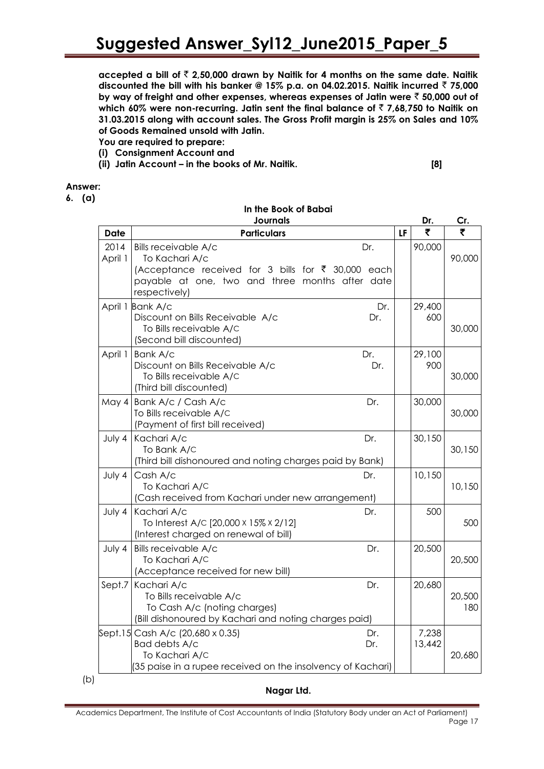**accepted a bill of ₹ 2,50,000 drawn by Naitik for 4 months on the same date. Naitik discounted the bill with his banker @ 15% p.a. on 04.02.2015. Naitik incurred ₹ 75,000 by way of freight and other expenses, whereas expenses of Jatin were ₹ 50,000 out of which 60% were non-recurring. Jatin sent the final balance of ₹ 7,68,750 to Naitik on 31.03.2015 along with account sales. The Gross Profit margin is 25% on Sales and 10% of Goods Remained unsold with Jatin.**

**You are required to prepare:**

**(i) Consignment Account and**

**(ii) Jatin Account – in the books of Mr. Naitik. [8]**

**Answer:**

**6. (a)**

**In the Book of Babai**

**Journals**

| Date | Particulars | | LF | Dr. ₹ | Cr. ₹ |
|---|---|---|---|---|---|
| 2014 April 1 | Bills receivable A/c<br>To Kachari A/c<br>(Acceptance received for 3 bills for ₹ 30,000 each payable at one, two and three months after date respectively) | Dr. | | 90,000 | 90,000 |
| April 1 | Bank A/c<br>Discount on Bills Receivable A/c<br>To Bills receivable A/C<br>(Second bill discounted) | Dr.<br>Dr. | | 29,400<br>600 | 30,000 |
| April 1 | Bank A/c<br>Discount on Bills Receivable A/c<br>To Bills receivable A/C<br>(Third bill discounted) | Dr.<br>Dr. | | 29,100<br>900 | 30,000 |
| May 4 | Bank A/c / Cash A/c<br>To Bills receivable A/C<br>(Payment of first bill received) | Dr. | | 30,000 | 30,000 |
| July 4 | Kachari A/c<br>To Bank A/C<br>(Third bill dishonoured and noting charges paid by Bank) | Dr. | | 30,150 | 30,150 |
| July 4 | Cash A/c<br>To Kachari A/C<br>(Cash received from Kachari under new arrangement) | Dr. | | 10,150 | 10,150 |
| July 4 | Kachari A/c<br>To Interest A/C [20,000 x 15% x 2/12]<br>(Interest charged on renewal of bill) | Dr. | | 500 | 500 |
| July 4 | Bills receivable A/c<br>To Kachari A/C<br>(Acceptance received for new bill) | Dr. | | 20,500 | 20,500 |
| Sept.7 | Kachari A/c<br>To Bills receivable A/c<br>To Cash A/c (noting charges)<br>(Bill dishonoured by Kachari and noting charges paid) | Dr. | | 20,680 | 20,500<br>180 |
| Sept.15 | Cash A/c (20,680 x 0.35)<br>Bad debts A/c<br>To Kachari A/C<br>(35 paise in a rupee received on the insolvency of Kachari) | Dr.<br>Dr. | | 7,238<br>13,442 | 20,680 |

(b)

**Nagar Ltd.**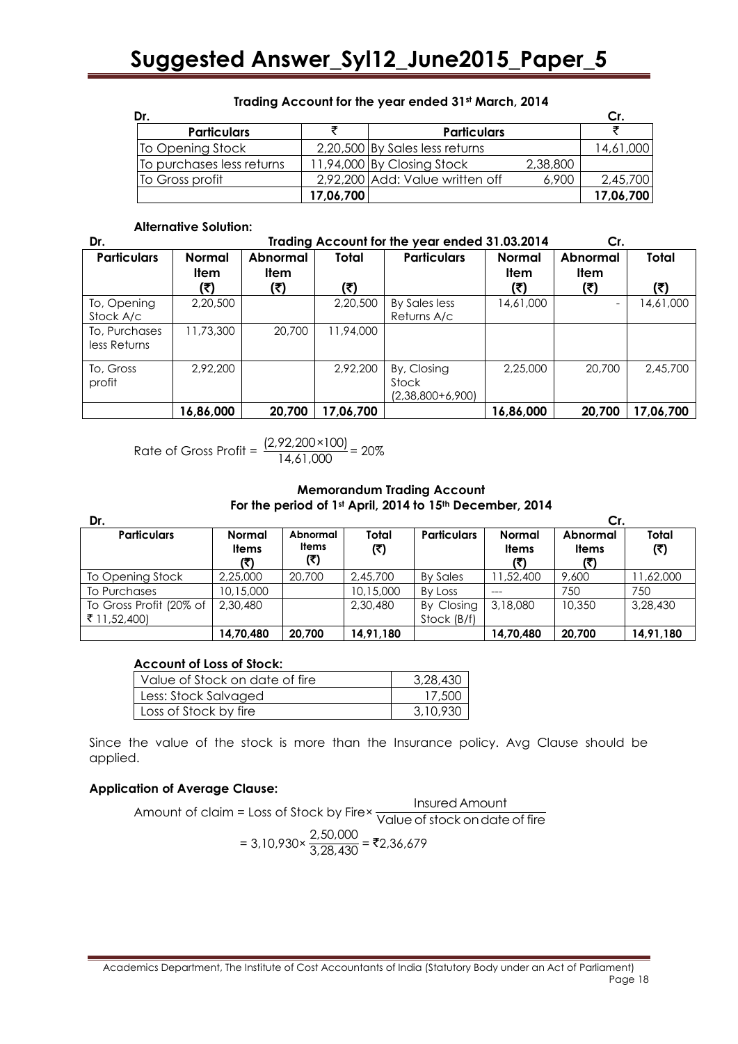**Trading Account for the year ended 31st March, 2014**

| Dr. | | | | Cr. |
|---|---|---|---|---|
| **Particulars** | ₹ | **Particulars** | | ₹ |
| To Opening Stock | 2,20,500 | By Sales less returns | | 14,61,000 |
| To purchases less returns | 11,94,000 | By Closing Stock | 2,38,800 | |
| To Gross profit | 2,92,200 | Add: Value written off | 6,900 | 2,45,700 |
| | 17,06,700 | | | 17,06,700 |

**Alternative Solution:**

**Trading Account for the year ended 31.03.2014**

| Dr. | | | | | | | Cr. |
|---|---|---|---|---|---|---|---|
| **Particulars** | **Normal Item (₹)** | **Abnormal Item (₹)** | **Total (₹)** | **Particulars** | **Normal Item (₹)** | **Abnormal Item (₹)** | **Total (₹)** |
| To, Opening Stock A/c | 2,20,500 | | 2,20,500 | By Sales less Returns A/c | 14,61,000 | - | 14,61,000 |
| To, Purchases less Returns | 11,73,300 | 20,700 | 11,94,000 | | | | |
| To, Gross profit | 2,92,200 | | 2,92,200 | By, Closing Stock (2,38,800+6,900) | 2,25,000 | 20,700 | 2,45,700 |
| | **16,86,000** | **20,700** | **17,06,700** | | **16,86,000** | **20,700** | **17,06,700** |

$$\text{Rate of Gross Profit} = \frac{(2,92,200 \times 100)}{14,61,000} = 20\%$$

**Memorandum Trading Account**
**For the period of 1st April, 2014 to 15th December, 2014**

| Dr. | | | | | | | Cr. |
|---|---|---|---|---|---|---|---|
| **Particulars** | **Normal Items (₹)** | **Abnormal Items (₹)** | **Total (₹)** | **Particulars** | **Normal Items (₹)** | **Abnormal Items (₹)** | **Total (₹)** |
| To Opening Stock | 2,25,000 | 20,700 | 2,45,700 | By Sales | 11,52,400 | 9,600 | 11,62,000 |
| To Purchases | 10,15,000 | | 10,15,000 | By Loss | --- | 750 | 750 |
| To Gross Profit (20% of ₹ 11,52,400) | 2,30,480 | | 2,30,480 | By Closing Stock (B/f) | 3,18,080 | 10,350 | 3,28,430 |
| | **14,70,480** | **20,700** | **14,91,180** | | **14,70,480** | **20,700** | **14,91,180** |

**Account of Loss of Stock:**

| | |
|---|---|
| Value of Stock on date of fire | 3,28,430 |
| Less: Stock Salvaged | 17,500 |
| Loss of Stock by fire | 3,10,930 |

Since the value of the stock is more than the Insurance policy. Avg Clause should be applied.

**Application of Average Clause:**

$$\text{Amount of claim} = \text{Loss of Stock by Fire} \times \frac{\text{Insured Amount}}{\text{Value of stock on date of fire}}$$

$$= 3,10,930 \times \frac{2,50,000}{3,28,430} = ₹2,36,679$$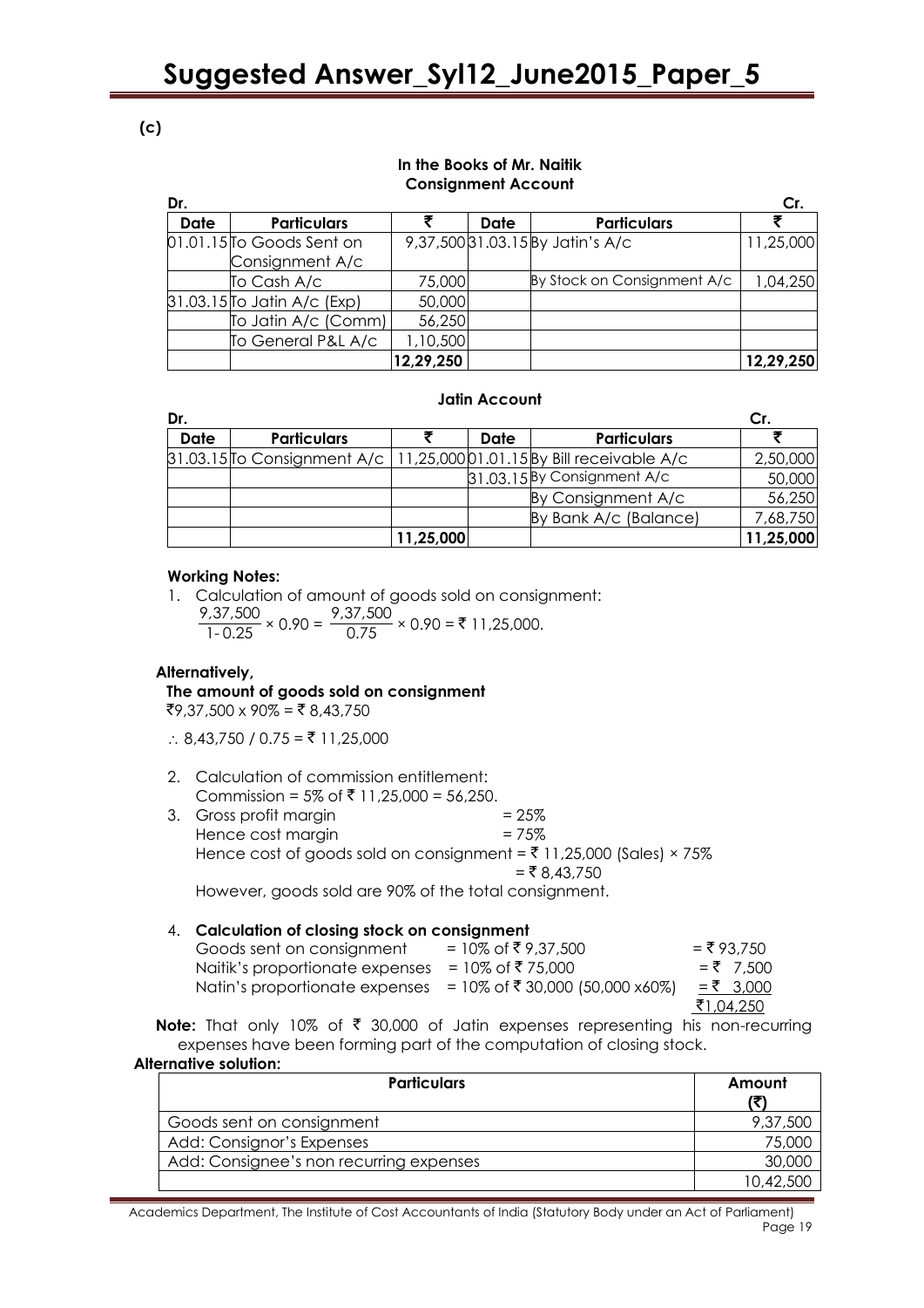**(c)**

**In the Books of Mr. Naitik**
**Consignment Account**

| Dr. | | | | | Cr. |
|---|---|---|---|---|---|
| **Date** | **Particulars** | **₹** | **Date** | **Particulars** | **₹** |
| 01.01.15 | To Goods Sent on Consignment A/c | 9,37,500 | 31.03.15 | By Jatin's A/c | 11,25,000 |
| | To Cash A/c | 75,000 | | By Stock on Consignment A/c | 1,04,250 |
| 31.03.15 | To Jatin A/c (Exp) | 50,000 | | | |
| | To Jatin A/c (Comm) | 56,250 | | | |
| | To General P&L A/c | 1,10,500 | | | |
| | | **12,29,250** | | | **12,29,250** |

**Jatin Account**

| Dr. | | | | | Cr. |
|---|---|---|---|---|---|
| **Date** | **Particulars** | **₹** | **Date** | **Particulars** | **₹** |
| 31.03.15 | To Consignment A/c | 11,25,000 | 01.01.15 | By Bill receivable A/c | 2,50,000 |
| | | | 31.03.15 | By Consignment A/c | 50,000 |
| | | | | By Consignment A/c | 56,250 |
| | | | | By Bank A/c (Balance) | 7,68,750 |
| | | **11,25,000** | | | **11,25,000** |

**Working Notes:**

1. Calculation of amount of goods sold on consignment:
   $\frac{9,37,500}{1-0.25} \times 0.90 = \frac{9,37,500}{0.75} \times 0.90 =$ ₹ 11,25,000.

**Alternatively,**

**The amount of goods sold on consignment**

₹9,37,500 x 90% = ₹ 8,43,750

$\therefore$ 8,43,750 / 0.75 = ₹ 11,25,000

2. Calculation of commission entitlement:
   Commission = 5% of ₹ 11,25,000 = 56,250.
3. Gross profit margin = 25%
   Hence cost margin = 75%
   Hence cost of goods sold on consignment = ₹ 11,25,000 (Sales) × 75%
   = ₹ 8,43,750
   However, goods sold are 90% of the total consignment.

4. **Calculation of closing stock on consignment**

| | | |
|---|---|---|
| Goods sent on consignment | = 10% of ₹ 9,37,500 | = ₹ 93,750 |
| Naitik's proportionate expenses | = 10% of ₹ 75,000 | = ₹ 7,500 |
| Natin's proportionate expenses | = 10% of ₹ 30,000 (50,000 x60%) | = ₹ 3,000 |
| | | ₹1,04,250 |

**Note:** That only 10% of ₹ 30,000 of Jatin expenses representing his non-recurring expenses have been forming part of the computation of closing stock.

**Alternative solution:**

| **Particulars** | **Amount (₹)** |
|---|---|
| Goods sent on consignment | 9,37,500 |
| Add: Consignor's Expenses | 75,000 |
| Add: Consignee's non recurring expenses | 30,000 |
| | 10,42,500 |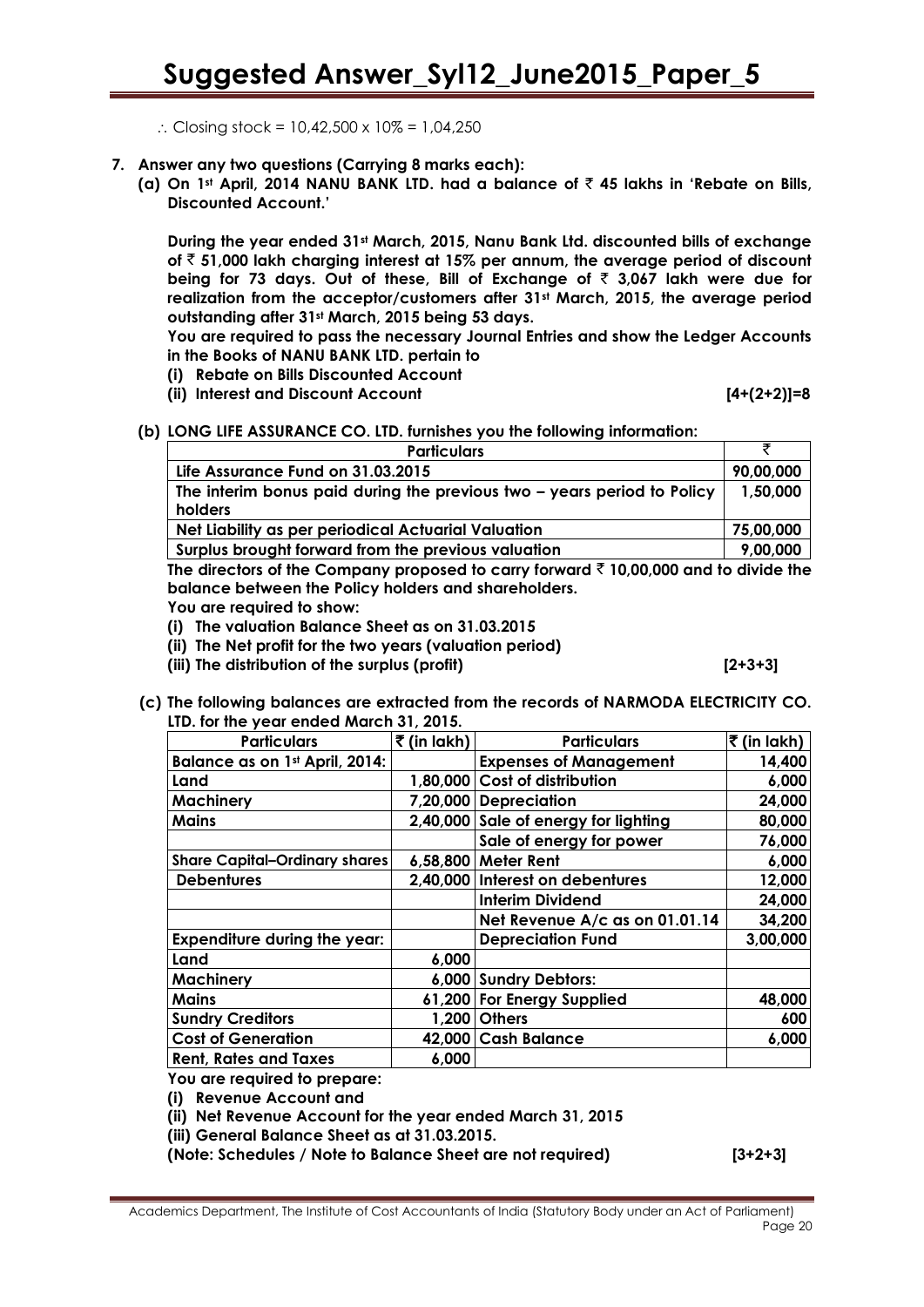∴ Closing stock = 10,42,500 x 10% = 1,04,250

**7. Answer any two questions (Carrying 8 marks each):**

**(a) On 1st April, 2014 NANU BANK LTD. had a balance of ₹ 45 lakhs in 'Rebate on Bills, Discounted Account.'**

**During the year ended 31st March, 2015, Nanu Bank Ltd. discounted bills of exchange of ₹ 51,000 lakh charging interest at 15% per annum, the average period of discount being for 73 days. Out of these, Bill of Exchange of ₹ 3,067 lakh were due for realization from the acceptor/customers after 31st March, 2015, the average period outstanding after 31st March, 2015 being 53 days.**

**You are required to pass the necessary Journal Entries and show the Ledger Accounts in the Books of NANU BANK LTD. pertain to**

**(i) Rebate on Bills Discounted Account**

**(ii) Interest and Discount Account** **[4+(2+2)]=8**

**(b) LONG LIFE ASSURANCE CO. LTD. furnishes you the following information:**

| Particulars | ₹ |
|---|---|
| Life Assurance Fund on 31.03.2015 | 90,00,000 |
| The interim bonus paid during the previous two – years period to Policy holders | 1,50,000 |
| Net Liability as per periodical Actuarial Valuation | 75,00,000 |
| Surplus brought forward from the previous valuation | 9,00,000 |

**The directors of the Company proposed to carry forward ₹ 10,00,000 and to divide the balance between the Policy holders and shareholders.**

**You are required to show:**

**(i) The valuation Balance Sheet as on 31.03.2015**

**(ii) The Net profit for the two years (valuation period)**

**(iii) The distribution of the surplus (profit)** **[2+3+3]**

**(c) The following balances are extracted from the records of NARMODA ELECTRICITY CO. LTD. for the year ended March 31, 2015.**

| Particulars | ₹ (in lakh) | Particulars | ₹ (in lakh) |
|---|---|---|---|
| Balance as on 1st April, 2014: | | Expenses of Management | 14,400 |
| Land | 1,80,000 | Cost of distribution | 6,000 |
| Machinery | 7,20,000 | Depreciation | 24,000 |
| Mains | 2,40,000 | Sale of energy for lighting | 80,000 |
| | | Sale of energy for power | 76,000 |
| Share Capital–Ordinary shares | 6,58,800 | Meter Rent | 6,000 |
| Debentures | 2,40,000 | Interest on debentures | 12,000 |
| | | Interim Dividend | 24,000 |
| | | Net Revenue A/c as on 01.01.14 | 34,200 |
| Expenditure during the year: | | Depreciation Fund | 3,00,000 |
| Land | 6,000 | | |
| Machinery | 6,000 | Sundry Debtors: | |
| Mains | 61,200 | For Energy Supplied | 48,000 |
| Sundry Creditors | 1,200 | Others | 600 |
| Cost of Generation | 42,000 | Cash Balance | 6,000 |
| Rent, Rates and Taxes | 6,000 | | |

**You are required to prepare:**

**(i) Revenue Account and**

**(ii) Net Revenue Account for the year ended March 31, 2015**

**(iii) General Balance Sheet as at 31.03.2015.**

**(Note: Schedules / Note to Balance Sheet are not required)** **[3+2+3]**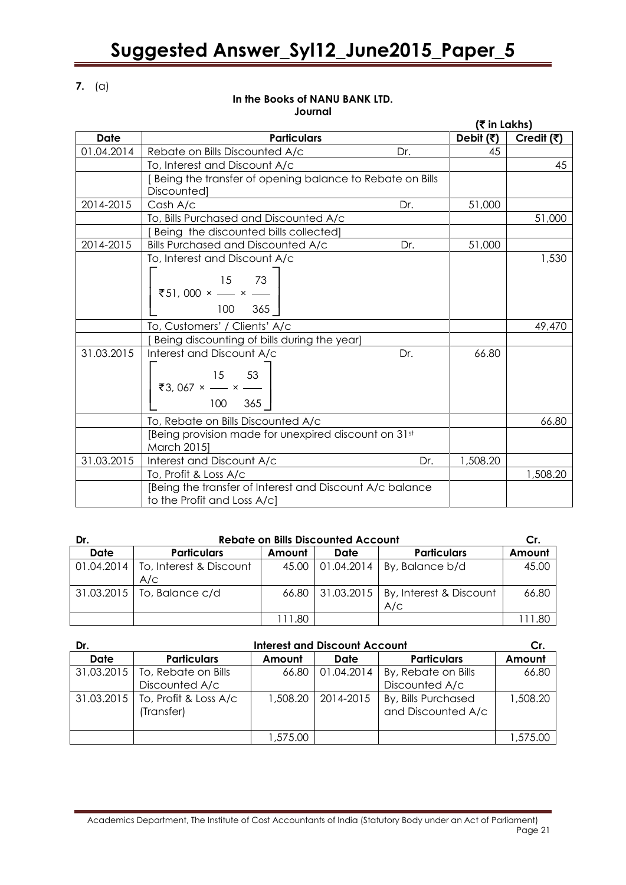**7.** (a)

**In the Books of NANU BANK LTD.**
**Journal**

(₹ in Lakhs)

| Date | Particulars | | Debit (₹) | Credit (₹) |
|---|---|---|---|---|
| 01.04.2014 | Rebate on Bills Discounted A/c | Dr. | 45 | |
| | To, Interest and Discount A/c | | | 45 |
| | [ Being the transfer of opening balance to Rebate on Bills Discounted] | | | |
| 2014-2015 | Cash A/c | Dr. | 51,000 | |
| | To, Bills Purchased and Discounted A/c | | | 51,000 |
| | [ Being the discounted bills collected] | | | |
| 2014-2015 | Bills Purchased and Discounted A/c | Dr. | 51,000 | |
| | To, Interest and Discount A/c $\left[₹51,000 \times \frac{15}{100} \times \frac{73}{365}\right]$ | | | 1,530 |
| | To, Customers' / Clients' A/c | | | 49,470 |
| | [ Being discounting of bills during the year] | | | |
| 31.03.2015 | Interest and Discount A/c $\left[₹3,067 \times \frac{15}{100} \times \frac{53}{365}\right]$ | Dr. | 66.80 | |
| | To, Rebate on Bills Discounted A/c | | | 66.80 |
| | [Being provision made for unexpired discount on 31st March 2015] | | | |
| 31.03.2015 | Interest and Discount A/c | Dr. | 1,508.20 | |
| | To, Profit & Loss A/c | | | 1,508.20 |
| | [Being the transfer of Interest and Discount A/c balance to the Profit and Loss A/c] | | | |

**Dr. Rebate on Bills Discounted Account Cr.**

| Date | Particulars | Amount | Date | Particulars | Amount |
|---|---|---|---|---|---|
| 01.04.2014 | To, Interest & Discount A/c | 45.00 | 01.04.2014 | By, Balance b/d | 45.00 |
| 31.03.2015 | To, Balance c/d | 66.80 | 31.03.2015 | By, Interest & Discount A/c | 66.80 |
| | | 111.80 | | | 111.80 |

**Dr. Interest and Discount Account Cr.**

| Date | Particulars | Amount | Date | Particulars | Amount |
|---|---|---|---|---|---|
| 31,03.2015 | To, Rebate on Bills Discounted A/c | 66.80 | 01.04.2014 | By, Rebate on Bills Discounted A/c | 66.80 |
| 31.03.2015 | To, Profit & Loss A/c (Transfer) | 1,508.20 | 2014-2015 | By, Bills Purchased and Discounted A/c | 1,508.20 |
| | | 1,575.00 | | | 1,575.00 |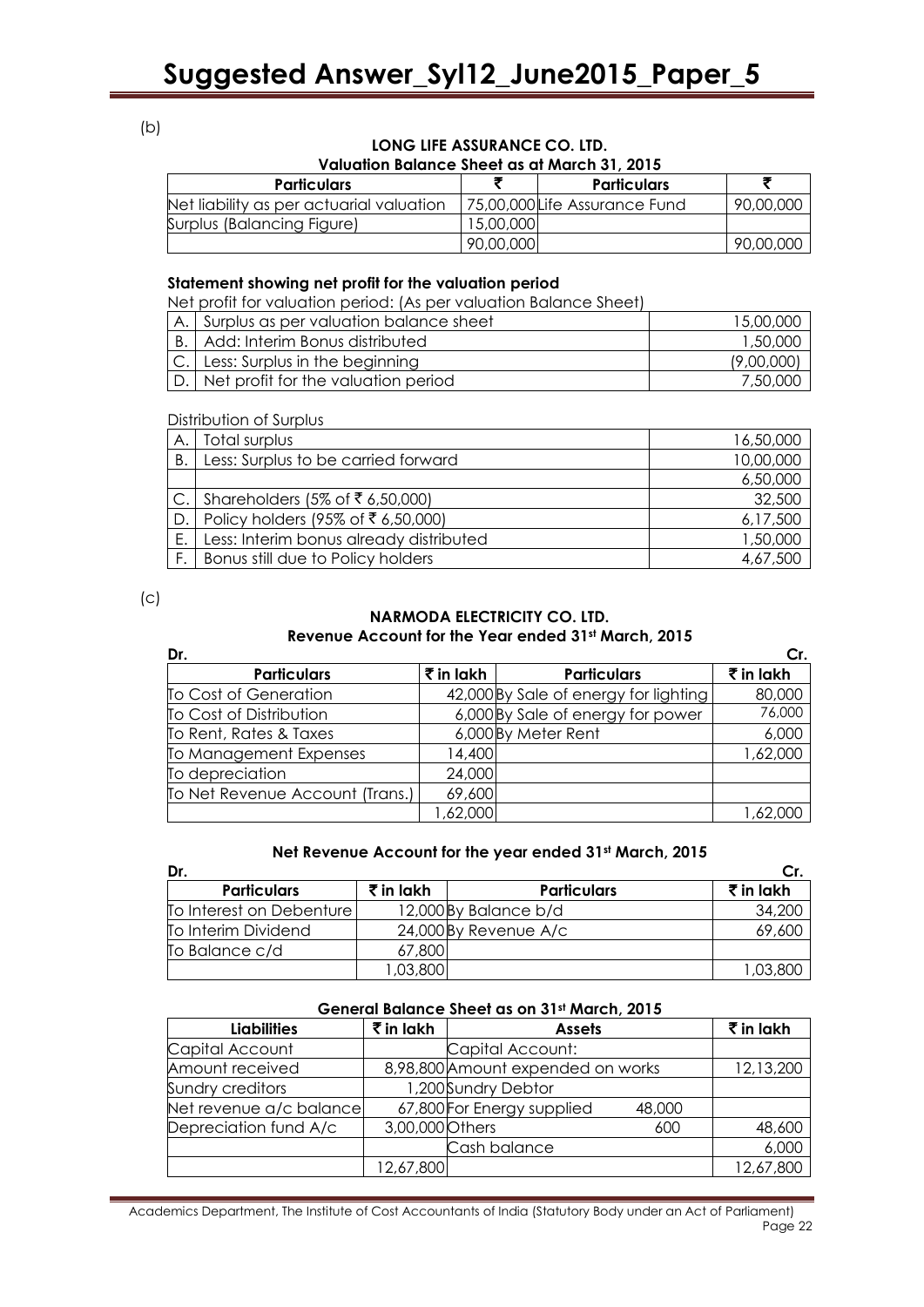(b)

**LONG LIFE ASSURANCE CO. LTD.**
**Valuation Balance Sheet as at March 31, 2015**

| Particulars | ₹ | Particulars | ₹ |
|---|---|---|---|
| Net liability as per actuarial valuation | 75,00,000 | Life Assurance Fund | 90,00,000 |
| Surplus (Balancing Figure) | 15,00,000 | | |
| | 90,00,000 | | 90,00,000 |

**Statement showing net profit for the valuation period**

Net profit for valuation period: (As per valuation Balance Sheet)

| | | |
|---|---|---|
| A. | Surplus as per valuation balance sheet | 15,00,000 |
| B. | Add: Interim Bonus distributed | 1,50,000 |
| C. | Less: Surplus in the beginning | (9,00,000) |
| D. | Net profit for the valuation period | 7,50,000 |

Distribution of Surplus

| | | |
|---|---|---|
| A. | Total surplus | 16,50,000 |
| B. | Less: Surplus to be carried forward | 10,00,000 |
| | | 6,50,000 |
| C. | Shareholders (5% of ₹ 6,50,000) | 32,500 |
| D. | Policy holders (95% of ₹ 6,50,000) | 6,17,500 |
| E. | Less: Interim bonus already distributed | 1,50,000 |
| F. | Bonus still due to Policy holders | 4,67,500 |

(c)

**NARMODA ELECTRICITY CO. LTD.**
**Revenue Account for the Year ended 31st March, 2015**

Dr. Cr.

| Particulars | ₹ in lakh | Particulars | ₹ in lakh |
|---|---|---|---|
| To Cost of Generation | 42,000 | By Sale of energy for lighting | 80,000 |
| To Cost of Distribution | 6,000 | By Sale of energy for power | 76,000 |
| To Rent, Rates & Taxes | 6,000 | By Meter Rent | 6,000 |
| To Management Expenses | 14,400 | | 1,62,000 |
| To depreciation | 24,000 | | |
| To Net Revenue Account (Trans.) | 69,600 | | |
| | 1,62,000 | | 1,62,000 |

**Net Revenue Account for the year ended 31st March, 2015**

Dr. Cr.

| Particulars | ₹ in lakh | Particulars | ₹ in lakh |
|---|---|---|---|
| To Interest on Debenture | 12,000 | By Balance b/d | 34,200 |
| To Interim Dividend | 24,000 | By Revenue A/c | 69,600 |
| To Balance c/d | 67,800 | | |
| | 1,03,800 | | 1,03,800 |

**General Balance Sheet as on 31st March, 2015**

| Liabilities | ₹ in lakh | Assets | | ₹ in lakh |
|---|---|---|---|---|
| Capital Account | | Capital Account: | | |
| Amount received | 8,98,800 | Amount expended on works | | 12,13,200 |
| Sundry creditors | 1,200 | Sundry Debtor | | |
| Net revenue a/c balance | 67,800 | For Energy supplied | 48,000 | |
| Depreciation fund A/c | 3,00,000 | Others | 600 | 48,600 |
| | | Cash balance | | 6,000 |
| | 12,67,800 | | | 12,67,800 |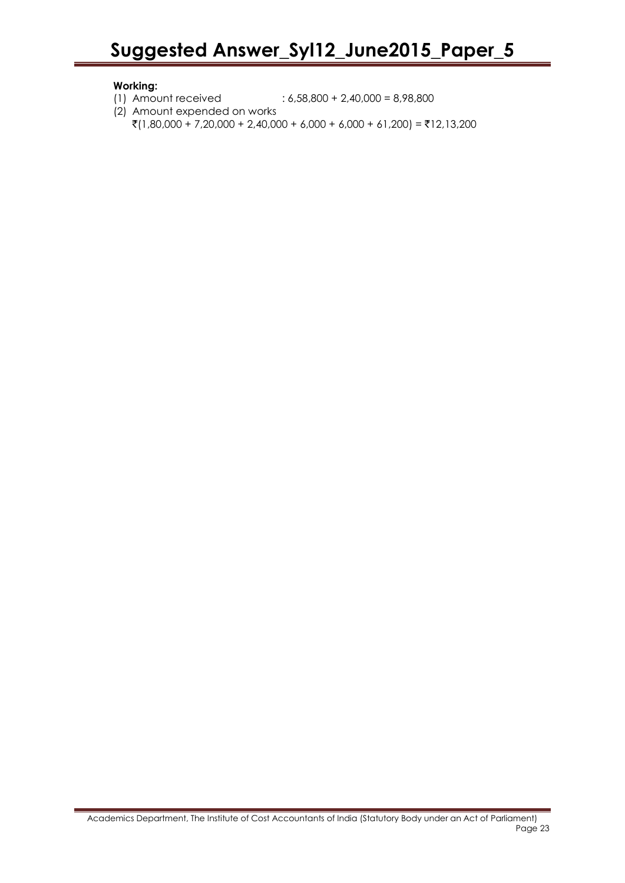**Working:**

(1) Amount received : 6,58,800 + 2,40,000 = 8,98,800

(2) Amount expended on works

₹(1,80,000 + 7,20,000 + 2,40,000 + 6,000 + 6,000 + 61,200) = ₹12,13,200